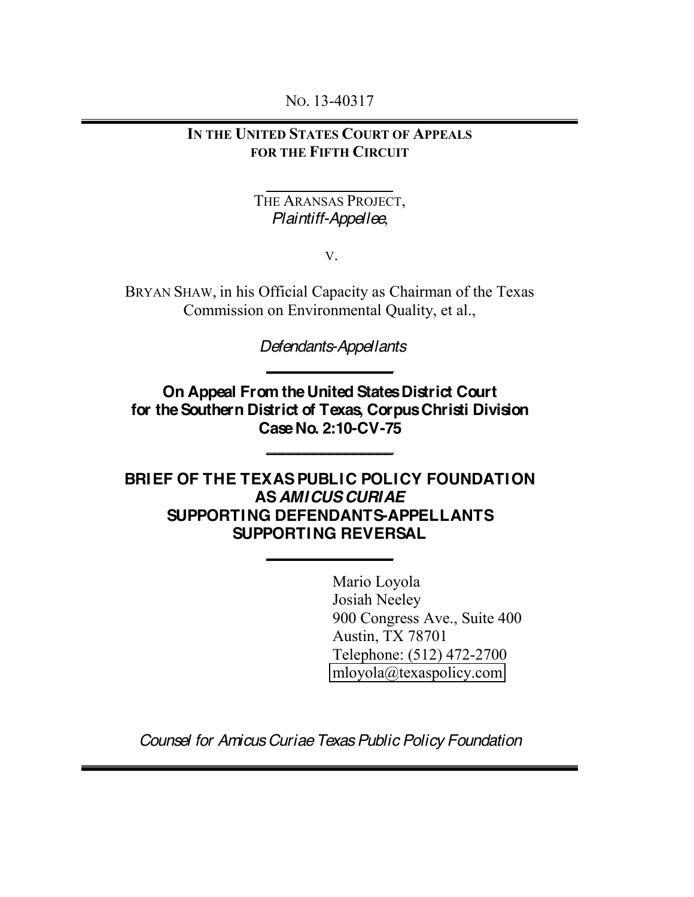NO. 13-40317

**IN THE UNITED STATES COURT OF APPEALS FOR THE FIFTH CIRCUIT**

THE ARANSAS PROJECT,
*Plaintiff-Appellee*,

V.

BRYAN SHAW, in his Official Capacity as Chairman of the Texas Commission on Environmental Quality, et al.,

*Defendants-Appellants*

**On Appeal From the United States District Court for the Southern District of Texas, Corpus Christi Division Case No. 2:10-CV-75**

**BRIEF OF THE TEXAS PUBLIC POLICY FOUNDATION AS *AMICUS CURIAE* SUPPORTING DEFENDANTS-APPELLANTS SUPPORTING REVERSAL**

Mario Loyola
Josiah Neeley
900 Congress Ave., Suite 400
Austin, TX 78701
Telephone: (512) 472-2700
mloyola@texaspolicy.com

*Counsel for Amicus Curiae Texas Public Policy Foundation*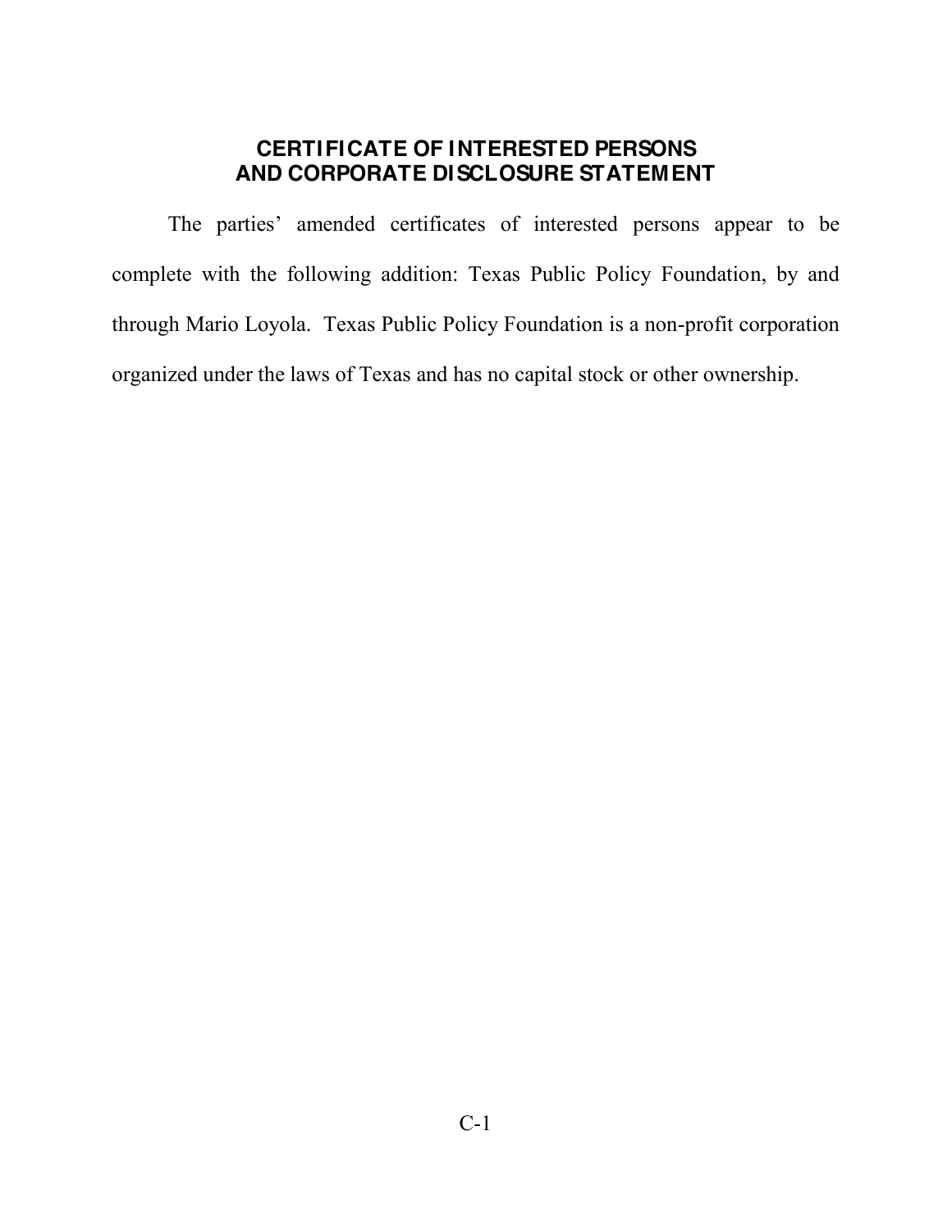## CERTIFICATE OF INTERESTED PERSONS AND CORPORATE DISCLOSURE STATEMENT

The parties' amended certificates of interested persons appear to be complete with the following addition: Texas Public Policy Foundation, by and through Mario Loyola. Texas Public Policy Foundation is a non-profit corporation organized under the laws of Texas and has no capital stock or other ownership.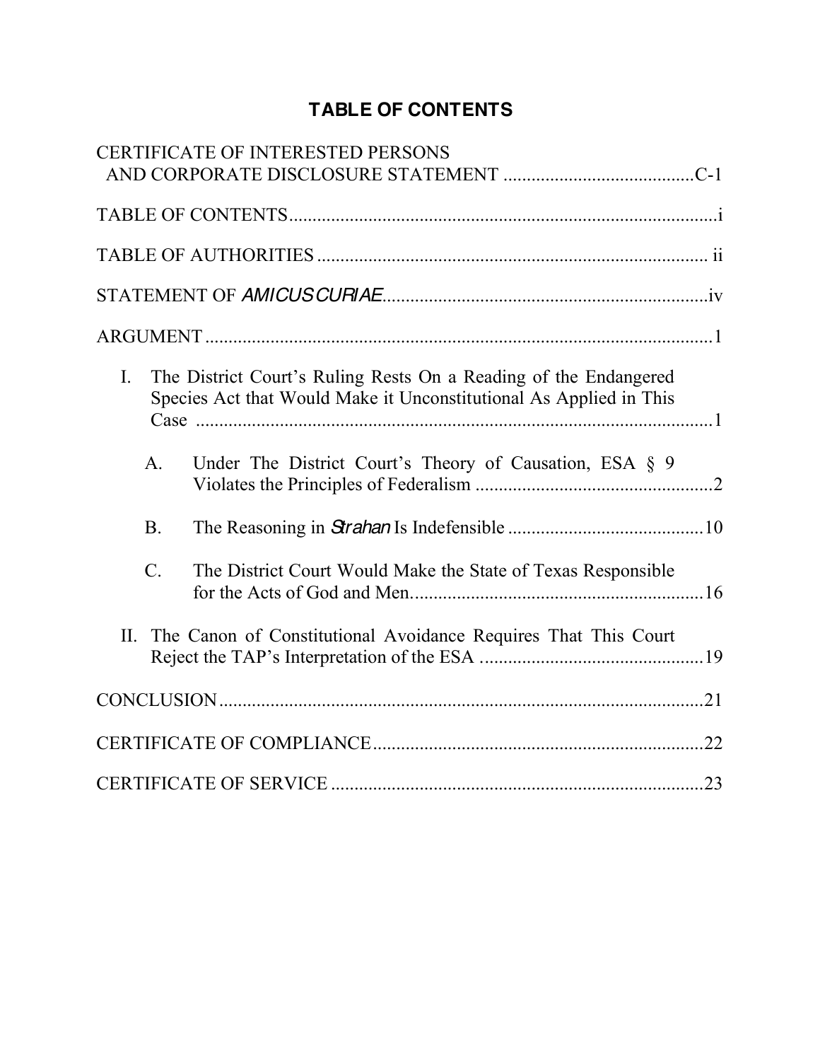# TABLE OF CONTENTS

CERTIFICATE OF INTERESTED PERSONS AND CORPORATE DISCLOSURE STATEMENT ......................................... C-1

TABLE OF CONTENTS ......................................................................................... i

TABLE OF AUTHORITIES .................................................................................. ii

STATEMENT OF *AMICUS CURIAE* ................................................................... iv

ARGUMENT ........................................................................................................... 1

I. The District Court's Ruling Rests On a Reading of the Endangered Species Act that Would Make it Unconstitutional As Applied in This Case ............................................................................................................ 1

   A. Under The District Court's Theory of Causation, ESA § 9 Violates the Principles of Federalism .................................................. 2

   B. The Reasoning in *Strahan* Is Indefensible .......................................... 10

   C. The District Court Would Make the State of Texas Responsible for the Acts of God and Men ............................................................... 16

II. The Canon of Constitutional Avoidance Requires That This Court Reject the TAP's Interpretation of the ESA ................................................ 19

CONCLUSION ....................................................................................................... 21

CERTIFICATE OF COMPLIANCE ...................................................................... 22

CERTIFICATE OF SERVICE ............................................................................... 23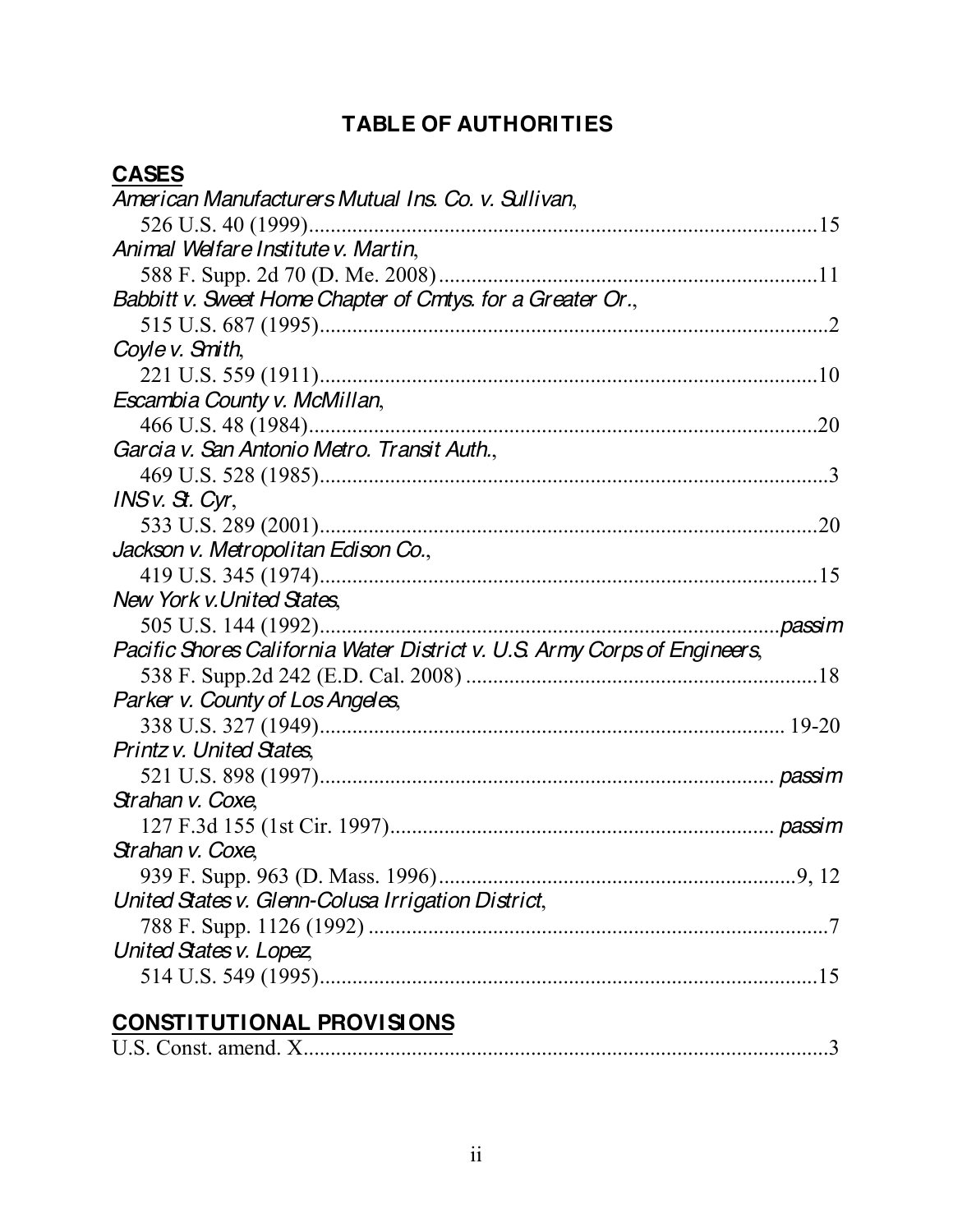## TABLE OF AUTHORITIES

### CASES

*American Manufacturers Mutual Ins. Co. v. Sullivan*,
526 U.S. 40 (1999)....................................................................................15

*Animal Welfare Institute v. Martin*,
588 F. Supp. 2d 70 (D. Me. 2008).........................................................11

*Babbitt v. Sweet Home Chapter of Cmtys. for a Greater Or.*,
515 U.S. 687 (1995)....................................................................................2

*Coyle v. Smith*,
221 U.S. 559 (1911)....................................................................................10

*Escambia County v. McMillan*,
466 U.S. 48 (1984)......................................................................................20

*Garcia v. San Antonio Metro. Transit Auth.*,
469 U.S. 528 (1985)....................................................................................3

*INS v. St. Cyr*,
533 U.S. 289 (2001)....................................................................................20

*Jackson v. Metropolitan Edison Co.*,
419 U.S. 345 (1974)....................................................................................15

*New York v. United States*,
505 U.S. 144 (1992)....................................................................................*passim*

*Pacific Shores California Water District v. U.S. Army Corps of Engineers*,
538 F. Supp.2d 242 (E.D. Cal. 2008)......................................................18

*Parker v. County of Los Angeles*,
338 U.S. 327 (1949).................................................................................. 19-20

*Printz v. United States*,
521 U.S. 898 (1997)................................................................................... *passim*

*Strahan v. Coxe*,
127 F.3d 155 (1st Cir. 1997).................................................................... *passim*

*Strahan v. Coxe*,
939 F. Supp. 963 (D. Mass. 1996).........................................................9, 12

*United States v. Glenn-Colusa Irrigation District*,
788 F. Supp. 1126 (1992)..........................................................................7

*United States v. Lopez*,
514 U.S. 549 (1995)....................................................................................15

### CONSTITUTIONAL PROVISIONS

U.S. Const. amend. X..................................................................................3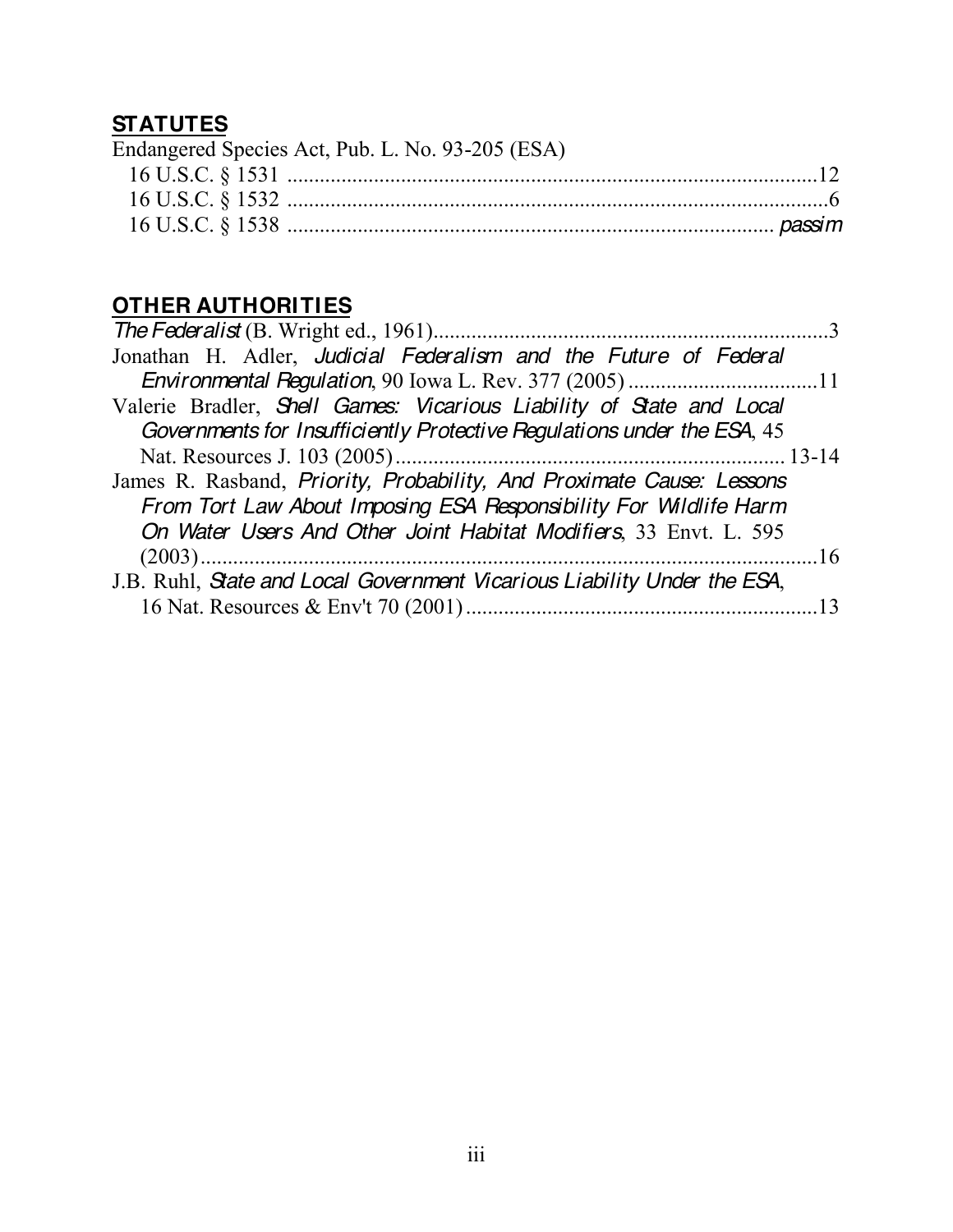## STATUTES

Endangered Species Act, Pub. L. No. 93-205 (ESA)

16 U.S.C. § 1531 .................................................................................................12

16 U.S.C. § 1532 ...................................................................................................6

16 U.S.C. § 1538 ........................................................................................ *passim*

## OTHER AUTHORITIES

*The Federalist* (B. Wright ed., 1961).........................................................................3

Jonathan H. Adler, *Judicial Federalism and the Future of Federal Environmental Regulation*, 90 Iowa L. Rev. 377 (2005) ...................................11

Valerie Bradler, *Shell Games: Vicarious Liability of State and Local Governments for Insufficiently Protective Regulations under the ESA*, 45 Nat. Resources J. 103 (2005)......................................................................... 13-14

James R. Rasband, *Priority, Probability, And Proximate Cause: Lessons From Tort Law About Imposing ESA Responsibility For Wildlife Harm On Water Users And Other Joint Habitat Modifiers*, 33 Envt. L. 595 (2003).................................................................................................................16

J.B. Ruhl, *State and Local Government Vicarious Liability Under the ESA*, 16 Nat. Resources & Env't 70 (2001)................................................................13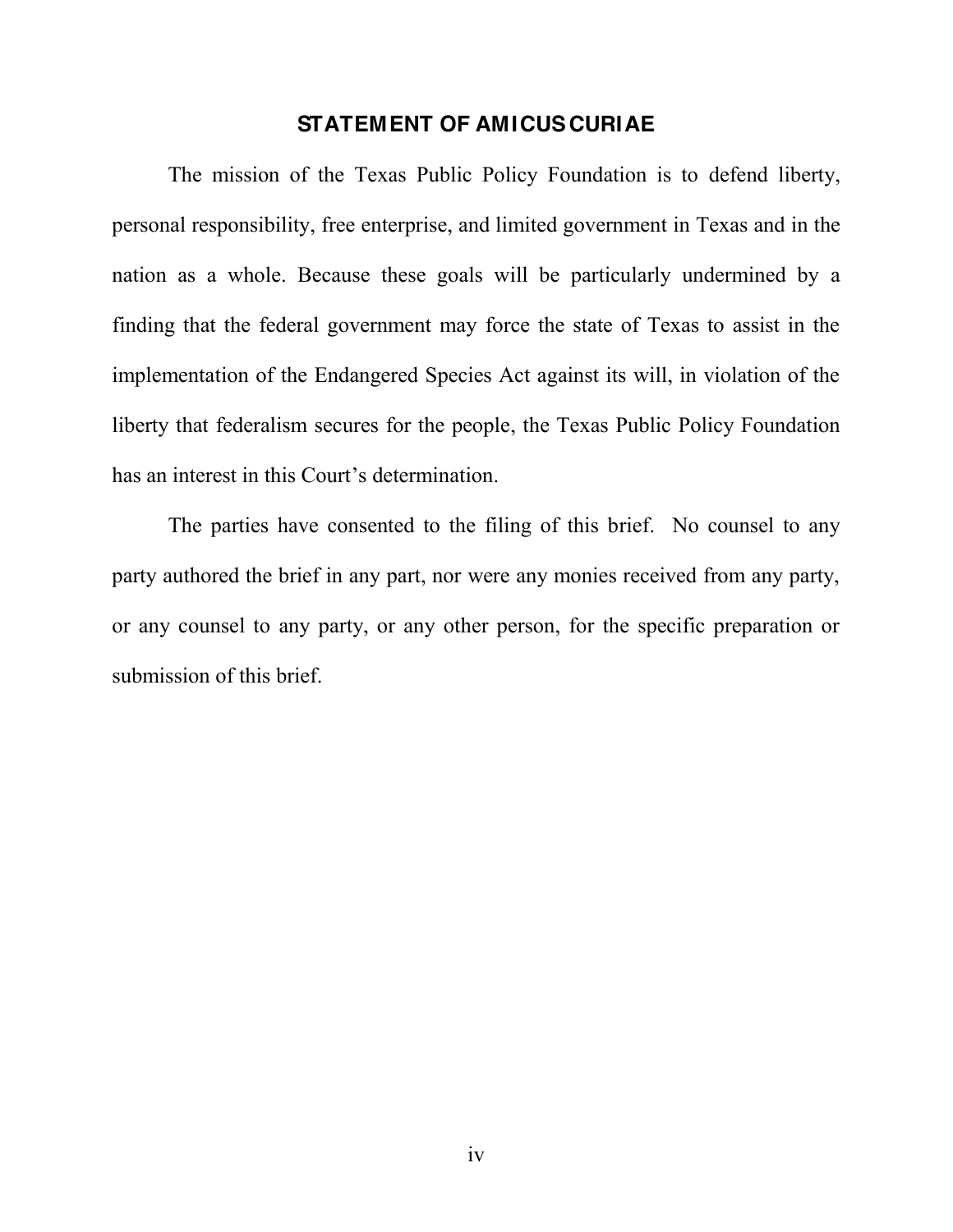## STATEMENT OF AMICUS CURIAE

The mission of the Texas Public Policy Foundation is to defend liberty, personal responsibility, free enterprise, and limited government in Texas and in the nation as a whole. Because these goals will be particularly undermined by a finding that the federal government may force the state of Texas to assist in the implementation of the Endangered Species Act against its will, in violation of the liberty that federalism secures for the people, the Texas Public Policy Foundation has an interest in this Court's determination.

The parties have consented to the filing of this brief. No counsel to any party authored the brief in any part, nor were any monies received from any party, or any counsel to any party, or any other person, for the specific preparation or submission of this brief.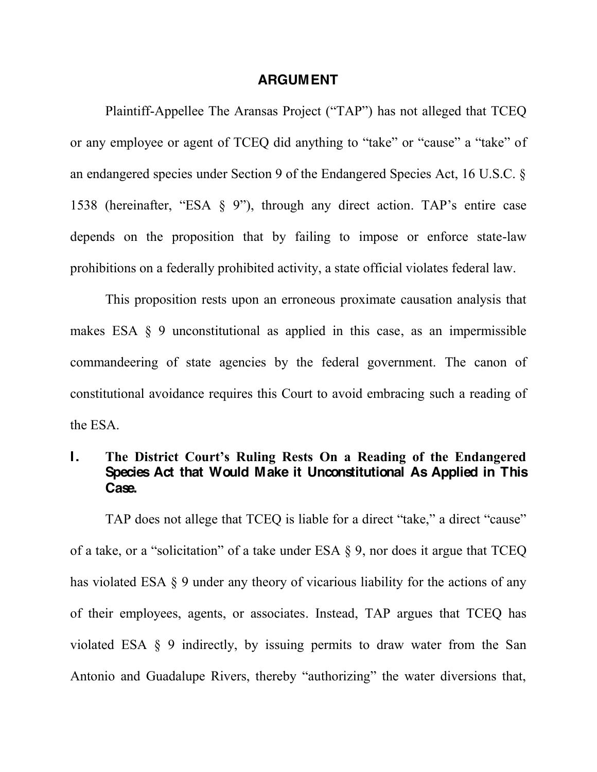# ARGUMENT

Plaintiff-Appellee The Aransas Project ("TAP") has not alleged that TCEQ or any employee or agent of TCEQ did anything to "take" or "cause" a "take" of an endangered species under Section 9 of the Endangered Species Act, 16 U.S.C. § 1538 (hereinafter, "ESA § 9"), through any direct action. TAP's entire case depends on the proposition that by failing to impose or enforce state-law prohibitions on a federally prohibited activity, a state official violates federal law.

This proposition rests upon an erroneous proximate causation analysis that makes ESA § 9 unconstitutional as applied in this case, as an impermissible commandeering of state agencies by the federal government. The canon of constitutional avoidance requires this Court to avoid embracing such a reading of the ESA.

## I. The District Court's Ruling Rests On a Reading of the Endangered Species Act that Would Make it Unconstitutional As Applied in This Case.

TAP does not allege that TCEQ is liable for a direct "take," a direct "cause" of a take, or a "solicitation" of a take under ESA § 9, nor does it argue that TCEQ has violated ESA § 9 under any theory of vicarious liability for the actions of any of their employees, agents, or associates. Instead, TAP argues that TCEQ has violated ESA § 9 indirectly, by issuing permits to draw water from the San Antonio and Guadalupe Rivers, thereby "authorizing" the water diversions that,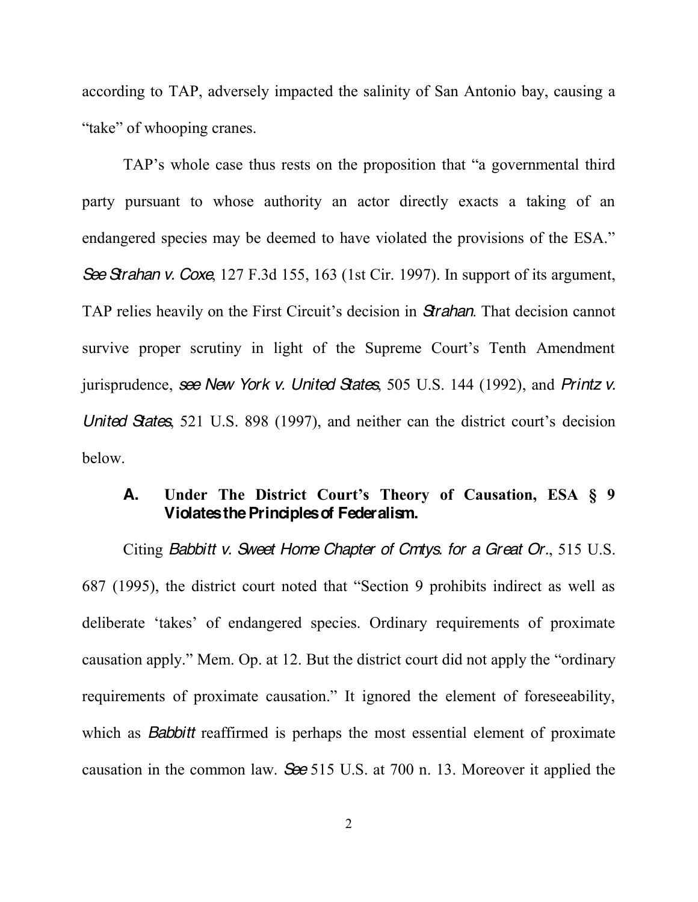according to TAP, adversely impacted the salinity of San Antonio bay, causing a "take" of whooping cranes.

TAP's whole case thus rests on the proposition that "a governmental third party pursuant to whose authority an actor directly exacts a taking of an endangered species may be deemed to have violated the provisions of the ESA." *See Strahan v. Coxe*, 127 F.3d 155, 163 (1st Cir. 1997). In support of its argument, TAP relies heavily on the First Circuit's decision in *Strahan*. That decision cannot survive proper scrutiny in light of the Supreme Court's Tenth Amendment jurisprudence, *see New York v. United States*, 505 U.S. 144 (1992), and *Printz v. United States*, 521 U.S. 898 (1997), and neither can the district court's decision below.

### A. Under The District Court's Theory of Causation, ESA § 9 Violates the Principles of Federalism.

Citing *Babbitt v. Sweet Home Chapter of Cmtys. for a Great Or.*, 515 U.S. 687 (1995), the district court noted that "Section 9 prohibits indirect as well as deliberate 'takes' of endangered species. Ordinary requirements of proximate causation apply." Mem. Op. at 12. But the district court did not apply the "ordinary requirements of proximate causation." It ignored the element of foreseeability, which as *Babbitt* reaffirmed is perhaps the most essential element of proximate causation in the common law. *See* 515 U.S. at 700 n. 13. Moreover it applied the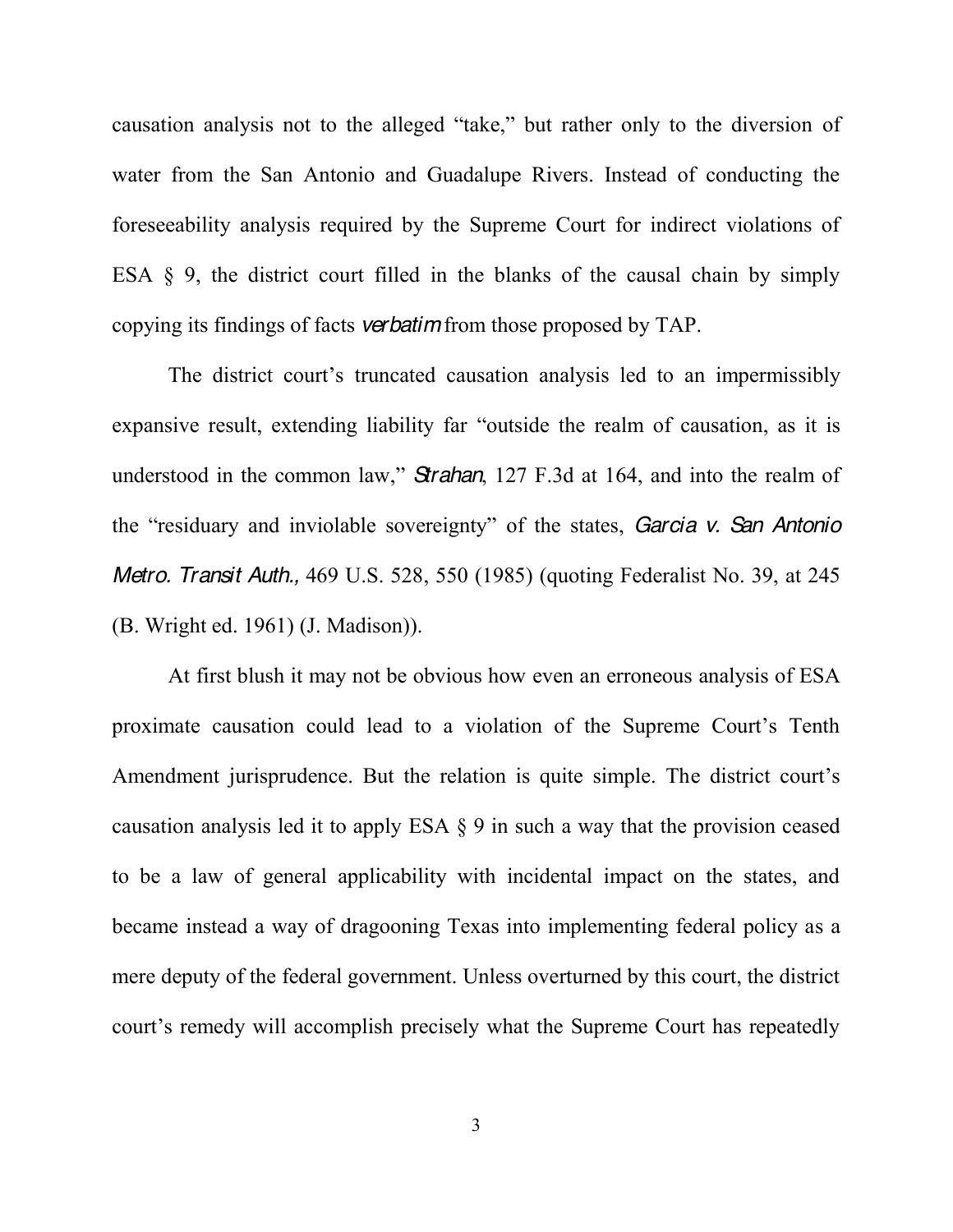causation analysis not to the alleged "take," but rather only to the diversion of water from the San Antonio and Guadalupe Rivers. Instead of conducting the foreseeability analysis required by the Supreme Court for indirect violations of ESA § 9, the district court filled in the blanks of the causal chain by simply copying its findings of facts *verbatim* from those proposed by TAP.

The district court's truncated causation analysis led to an impermissibly expansive result, extending liability far "outside the realm of causation, as it is understood in the common law," *Strahan*, 127 F.3d at 164, and into the realm of the "residuary and inviolable sovereignty" of the states, *Garcia v. San Antonio Metro. Transit Auth.,* 469 U.S. 528, 550 (1985) (quoting Federalist No. 39, at 245 (B. Wright ed. 1961) (J. Madison)).

At first blush it may not be obvious how even an erroneous analysis of ESA proximate causation could lead to a violation of the Supreme Court's Tenth Amendment jurisprudence. But the relation is quite simple. The district court's causation analysis led it to apply ESA § 9 in such a way that the provision ceased to be a law of general applicability with incidental impact on the states, and became instead a way of dragooning Texas into implementing federal policy as a mere deputy of the federal government. Unless overturned by this court, the district court's remedy will accomplish precisely what the Supreme Court has repeatedly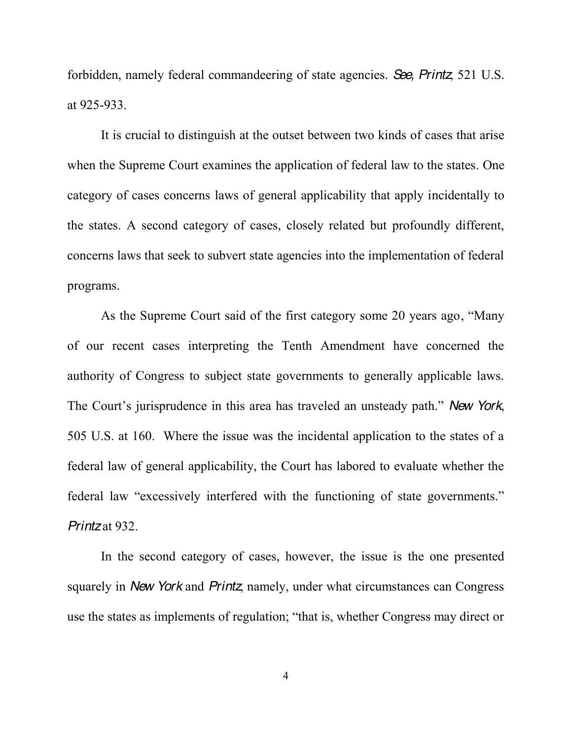forbidden, namely federal commandeering of state agencies. *See*, *Printz*, 521 U.S. at 925-933.

It is crucial to distinguish at the outset between two kinds of cases that arise when the Supreme Court examines the application of federal law to the states. One category of cases concerns laws of general applicability that apply incidentally to the states. A second category of cases, closely related but profoundly different, concerns laws that seek to subvert state agencies into the implementation of federal programs.

As the Supreme Court said of the first category some 20 years ago, "Many of our recent cases interpreting the Tenth Amendment have concerned the authority of Congress to subject state governments to generally applicable laws. The Court's jurisprudence in this area has traveled an unsteady path." *New York*, 505 U.S. at 160. Where the issue was the incidental application to the states of a federal law of general applicability, the Court has labored to evaluate whether the federal law "excessively interfered with the functioning of state governments." *Printz* at 932.

In the second category of cases, however, the issue is the one presented squarely in *New York* and *Printz*, namely, under what circumstances can Congress use the states as implements of regulation; "that is, whether Congress may direct or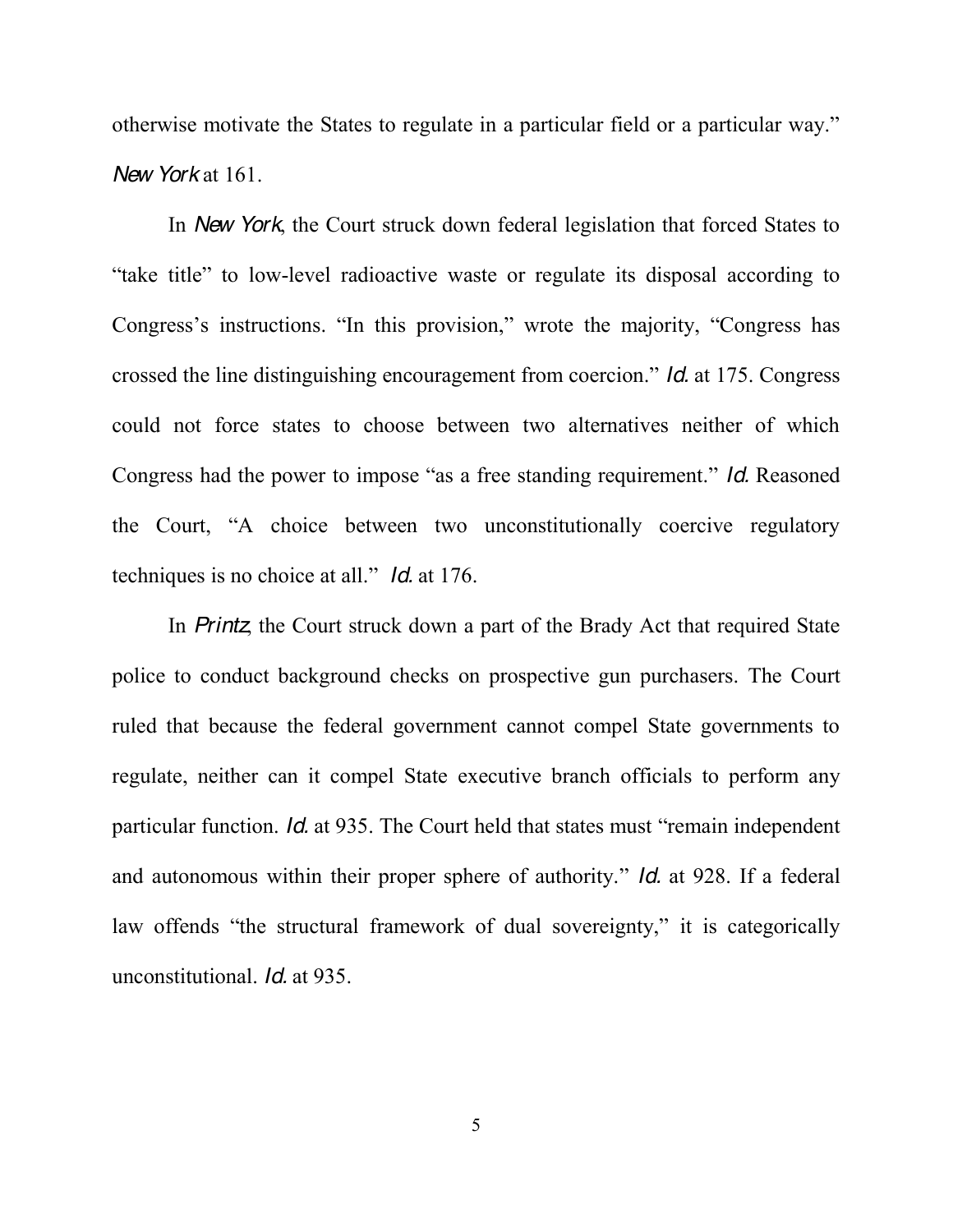otherwise motivate the States to regulate in a particular field or a particular way." *New York* at 161.

In *New York*, the Court struck down federal legislation that forced States to "take title" to low-level radioactive waste or regulate its disposal according to Congress's instructions. "In this provision," wrote the majority, "Congress has crossed the line distinguishing encouragement from coercion." *Id.* at 175. Congress could not force states to choose between two alternatives neither of which Congress had the power to impose "as a free standing requirement." *Id.* Reasoned the Court, "A choice between two unconstitutionally coercive regulatory techniques is no choice at all." *Id.* at 176.

In *Printz*, the Court struck down a part of the Brady Act that required State police to conduct background checks on prospective gun purchasers. The Court ruled that because the federal government cannot compel State governments to regulate, neither can it compel State executive branch officials to perform any particular function. *Id.* at 935. The Court held that states must "remain independent and autonomous within their proper sphere of authority." *Id.* at 928. If a federal law offends "the structural framework of dual sovereignty," it is categorically unconstitutional. *Id.* at 935.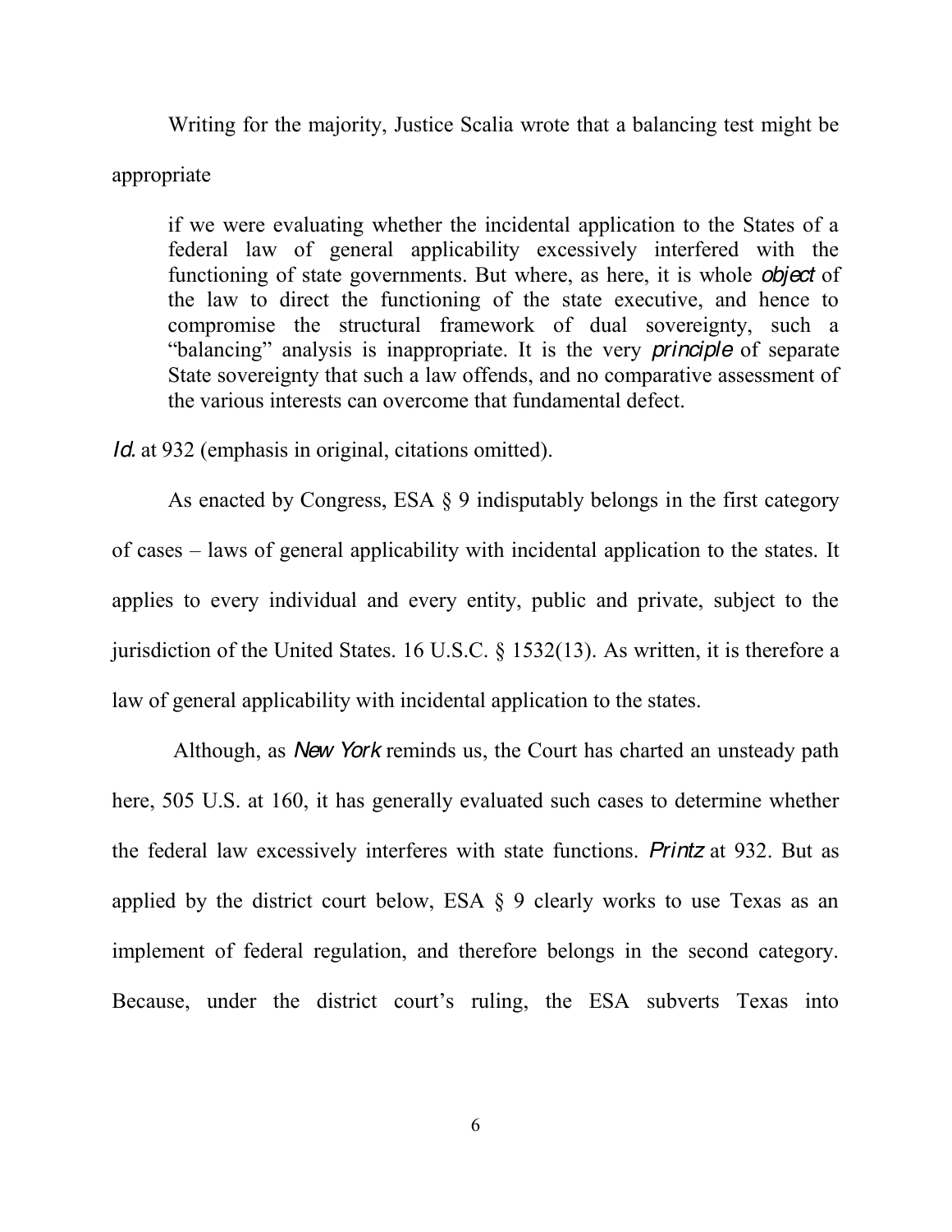Writing for the majority, Justice Scalia wrote that a balancing test might be appropriate

> if we were evaluating whether the incidental application to the States of a federal law of general applicability excessively interfered with the functioning of state governments. But where, as here, it is whole *object* of the law to direct the functioning of the state executive, and hence to compromise the structural framework of dual sovereignty, such a "balancing" analysis is inappropriate. It is the very *principle* of separate State sovereignty that such a law offends, and no comparative assessment of the various interests can overcome that fundamental defect.

*Id.* at 932 (emphasis in original, citations omitted).

As enacted by Congress, ESA § 9 indisputably belongs in the first category of cases – laws of general applicability with incidental application to the states. It applies to every individual and every entity, public and private, subject to the jurisdiction of the United States. 16 U.S.C. § 1532(13). As written, it is therefore a law of general applicability with incidental application to the states.

Although, as *New York* reminds us, the Court has charted an unsteady path here, 505 U.S. at 160, it has generally evaluated such cases to determine whether the federal law excessively interferes with state functions. *Printz* at 932. But as applied by the district court below, ESA § 9 clearly works to use Texas as an implement of federal regulation, and therefore belongs in the second category. Because, under the district court's ruling, the ESA subverts Texas into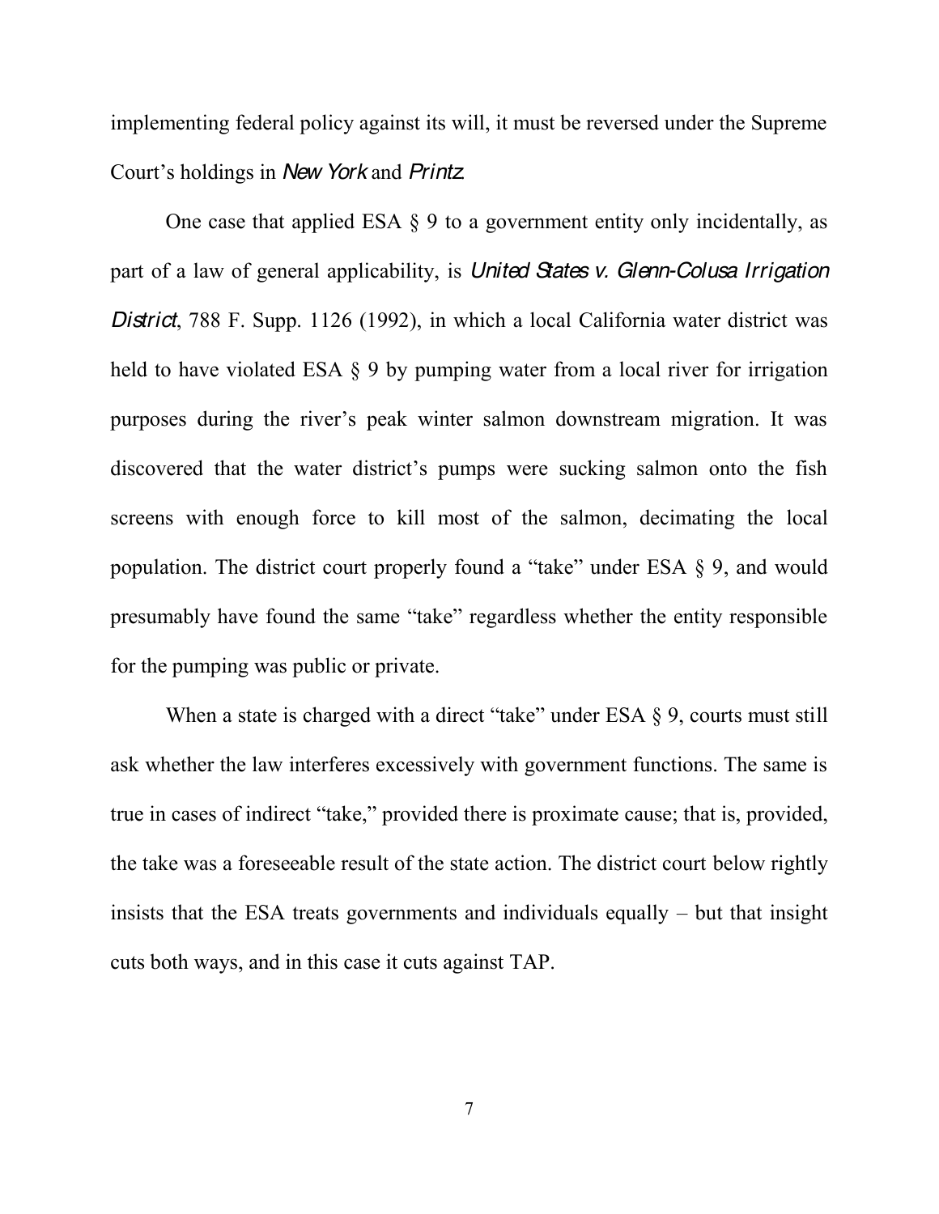implementing federal policy against its will, it must be reversed under the Supreme Court's holdings in *New York* and *Printz*.

One case that applied ESA § 9 to a government entity only incidentally, as part of a law of general applicability, is *United States v. Glenn-Colusa Irrigation District*, 788 F. Supp. 1126 (1992), in which a local California water district was held to have violated ESA § 9 by pumping water from a local river for irrigation purposes during the river's peak winter salmon downstream migration. It was discovered that the water district's pumps were sucking salmon onto the fish screens with enough force to kill most of the salmon, decimating the local population. The district court properly found a "take" under ESA § 9, and would presumably have found the same "take" regardless whether the entity responsible for the pumping was public or private.

When a state is charged with a direct "take" under ESA § 9, courts must still ask whether the law interferes excessively with government functions. The same is true in cases of indirect "take," provided there is proximate cause; that is, provided, the take was a foreseeable result of the state action. The district court below rightly insists that the ESA treats governments and individuals equally – but that insight cuts both ways, and in this case it cuts against TAP.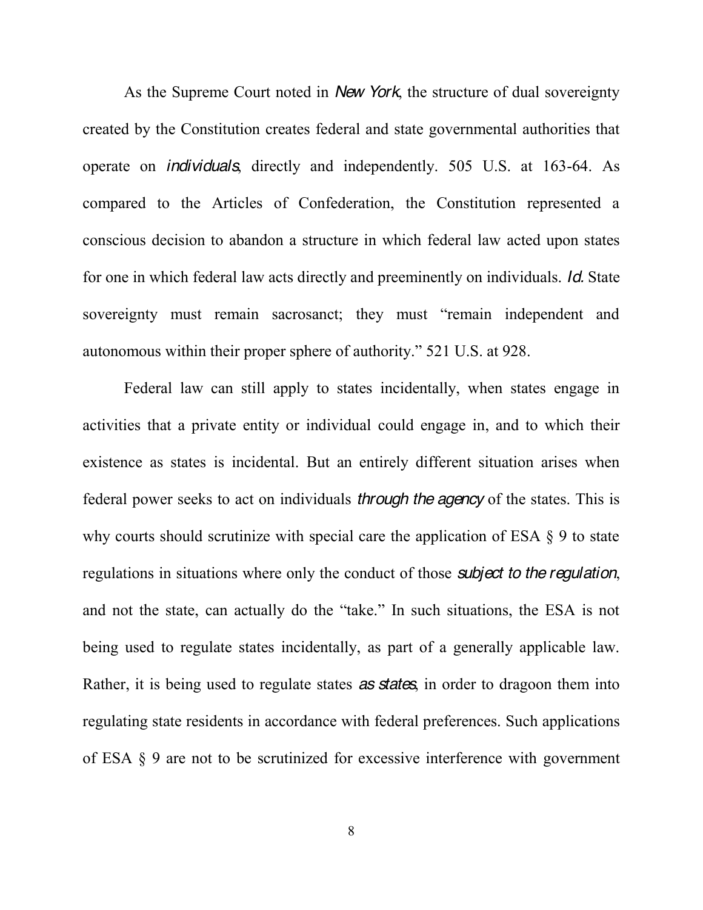As the Supreme Court noted in *New York*, the structure of dual sovereignty created by the Constitution creates federal and state governmental authorities that operate on *individuals*, directly and independently. 505 U.S. at 163-64. As compared to the Articles of Confederation, the Constitution represented a conscious decision to abandon a structure in which federal law acted upon states for one in which federal law acts directly and preeminently on individuals. *Id.* State sovereignty must remain sacrosanct; they must "remain independent and autonomous within their proper sphere of authority." 521 U.S. at 928.

Federal law can still apply to states incidentally, when states engage in activities that a private entity or individual could engage in, and to which their existence as states is incidental. But an entirely different situation arises when federal power seeks to act on individuals *through the agency* of the states. This is why courts should scrutinize with special care the application of ESA § 9 to state regulations in situations where only the conduct of those *subject to the regulation*, and not the state, can actually do the "take." In such situations, the ESA is not being used to regulate states incidentally, as part of a generally applicable law. Rather, it is being used to regulate states *as states*, in order to dragoon them into regulating state residents in accordance with federal preferences. Such applications of ESA § 9 are not to be scrutinized for excessive interference with government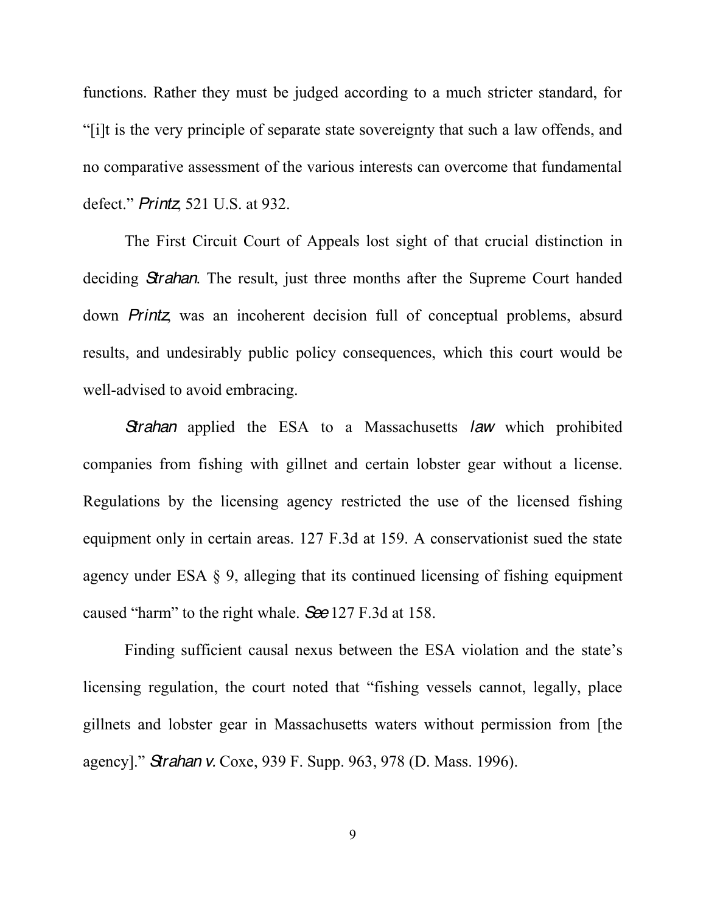functions. Rather they must be judged according to a much stricter standard, for "[i]t is the very principle of separate state sovereignty that such a law offends, and no comparative assessment of the various interests can overcome that fundamental defect." *Printz*, 521 U.S. at 932.

The First Circuit Court of Appeals lost sight of that crucial distinction in deciding *Strahan*. The result, just three months after the Supreme Court handed down *Printz*, was an incoherent decision full of conceptual problems, absurd results, and undesirably public policy consequences, which this court would be well-advised to avoid embracing.

*Strahan* applied the ESA to a Massachusetts *law* which prohibited companies from fishing with gillnet and certain lobster gear without a license. Regulations by the licensing agency restricted the use of the licensed fishing equipment only in certain areas. 127 F.3d at 159. A conservationist sued the state agency under ESA § 9, alleging that its continued licensing of fishing equipment caused "harm" to the right whale. *See* 127 F.3d at 158.

Finding sufficient causal nexus between the ESA violation and the state's licensing regulation, the court noted that "fishing vessels cannot, legally, place gillnets and lobster gear in Massachusetts waters without permission from [the agency]." *Strahan v.* Coxe, 939 F. Supp. 963, 978 (D. Mass. 1996).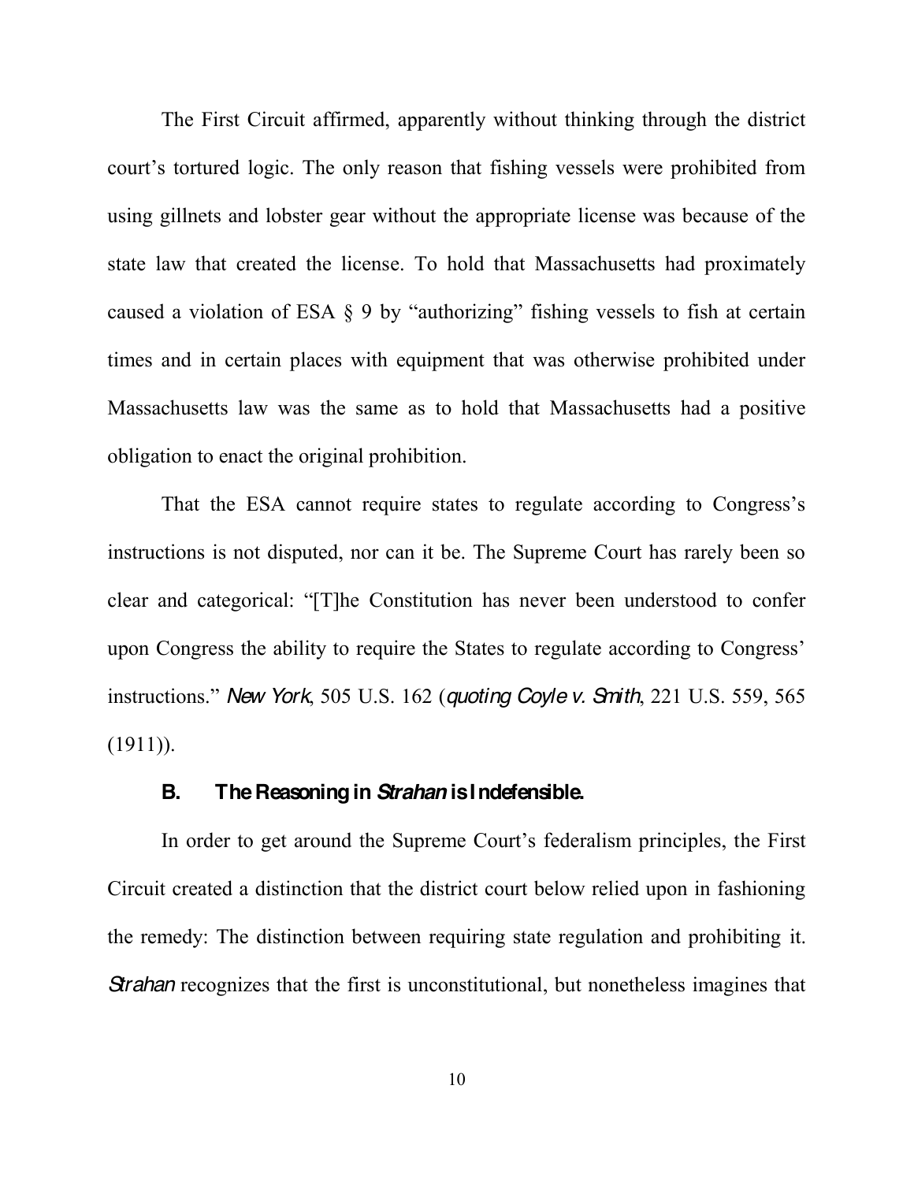The First Circuit affirmed, apparently without thinking through the district court's tortured logic. The only reason that fishing vessels were prohibited from using gillnets and lobster gear without the appropriate license was because of the state law that created the license. To hold that Massachusetts had proximately caused a violation of ESA § 9 by "authorizing" fishing vessels to fish at certain times and in certain places with equipment that was otherwise prohibited under Massachusetts law was the same as to hold that Massachusetts had a positive obligation to enact the original prohibition.

That the ESA cannot require states to regulate according to Congress's instructions is not disputed, nor can it be. The Supreme Court has rarely been so clear and categorical: "[T]he Constitution has never been understood to confer upon Congress the ability to require the States to regulate according to Congress' instructions." *New York*, 505 U.S. 162 (*quoting Coyle v. Smith*, 221 U.S. 559, 565 (1911)).

### B. The Reasoning in *Strahan* is Indefensible.

In order to get around the Supreme Court's federalism principles, the First Circuit created a distinction that the district court below relied upon in fashioning the remedy: The distinction between requiring state regulation and prohibiting it. *Strahan* recognizes that the first is unconstitutional, but nonetheless imagines that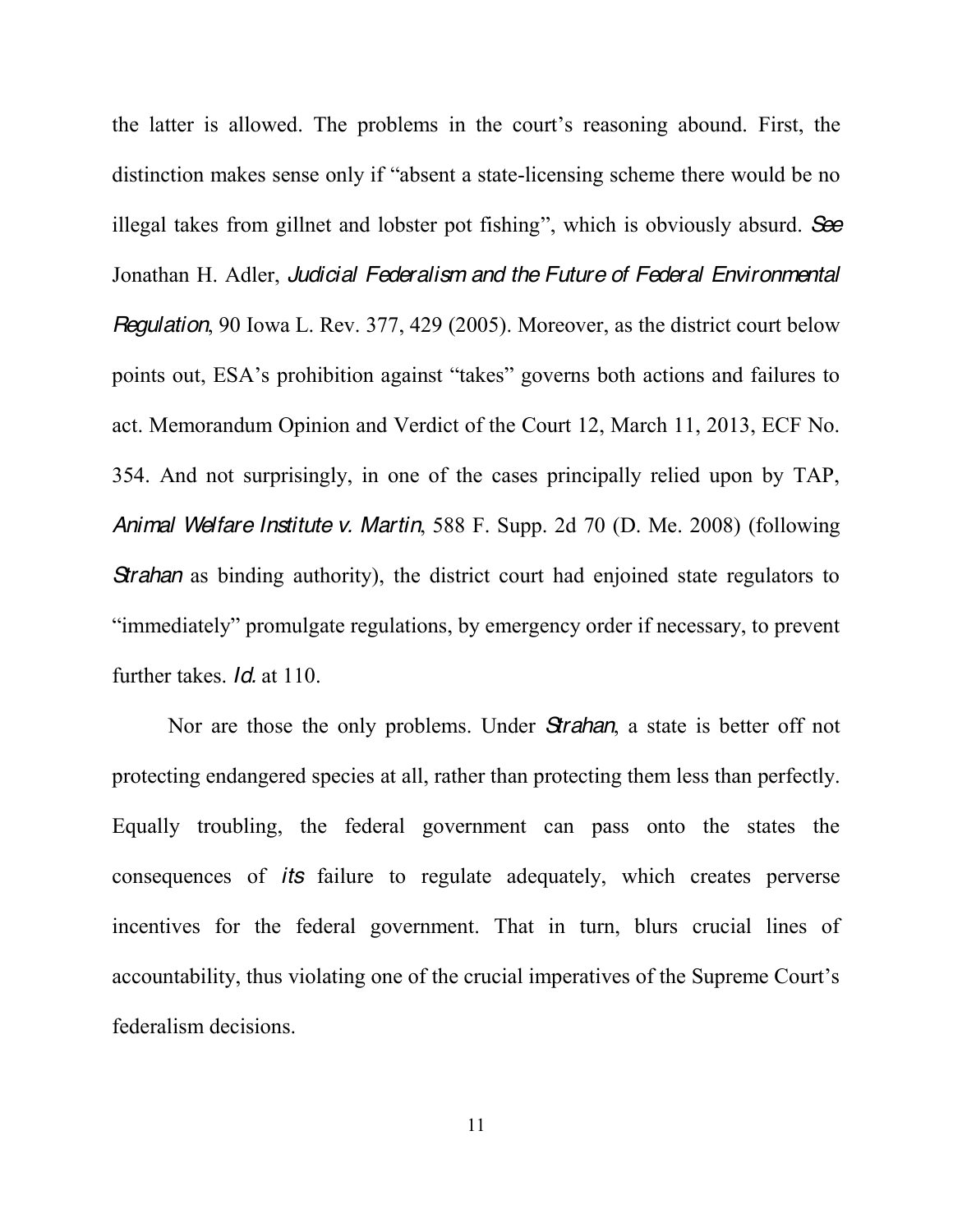the latter is allowed. The problems in the court's reasoning abound. First, the distinction makes sense only if "absent a state-licensing scheme there would be no illegal takes from gillnet and lobster pot fishing", which is obviously absurd. *See* Jonathan H. Adler, *Judicial Federalism and the Future of Federal Environmental Regulation*, 90 Iowa L. Rev. 377, 429 (2005). Moreover, as the district court below points out, ESA's prohibition against "takes" governs both actions and failures to act. Memorandum Opinion and Verdict of the Court 12, March 11, 2013, ECF No. 354. And not surprisingly, in one of the cases principally relied upon by TAP, *Animal Welfare Institute v. Martin*, 588 F. Supp. 2d 70 (D. Me. 2008) (following *Strahan* as binding authority), the district court had enjoined state regulators to "immediately" promulgate regulations, by emergency order if necessary, to prevent further takes. *Id.* at 110.

Nor are those the only problems. Under *Strahan*, a state is better off not protecting endangered species at all, rather than protecting them less than perfectly. Equally troubling, the federal government can pass onto the states the consequences of *its* failure to regulate adequately, which creates perverse incentives for the federal government. That in turn, blurs crucial lines of accountability, thus violating one of the crucial imperatives of the Supreme Court's federalism decisions.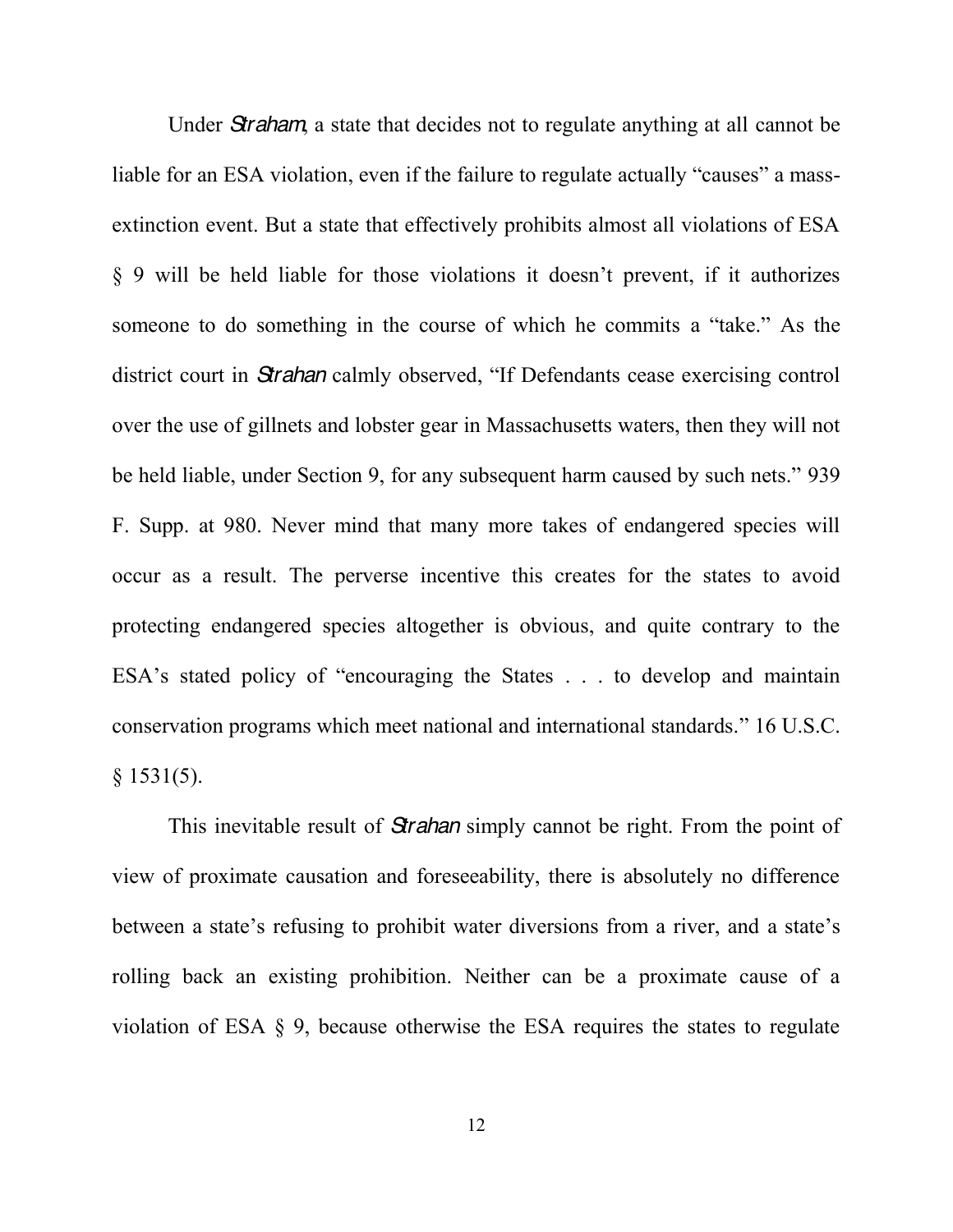Under *Straham*, a state that decides not to regulate anything at all cannot be liable for an ESA violation, even if the failure to regulate actually "causes" a mass-extinction event. But a state that effectively prohibits almost all violations of ESA § 9 will be held liable for those violations it doesn't prevent, if it authorizes someone to do something in the course of which he commits a "take." As the district court in *Strahan* calmly observed, "If Defendants cease exercising control over the use of gillnets and lobster gear in Massachusetts waters, then they will not be held liable, under Section 9, for any subsequent harm caused by such nets." 939 F. Supp. at 980. Never mind that many more takes of endangered species will occur as a result. The perverse incentive this creates for the states to avoid protecting endangered species altogether is obvious, and quite contrary to the ESA's stated policy of "encouraging the States . . . to develop and maintain conservation programs which meet national and international standards." 16 U.S.C. § 1531(5).

This inevitable result of *Strahan* simply cannot be right. From the point of view of proximate causation and foreseeability, there is absolutely no difference between a state's refusing to prohibit water diversions from a river, and a state's rolling back an existing prohibition. Neither can be a proximate cause of a violation of ESA § 9, because otherwise the ESA requires the states to regulate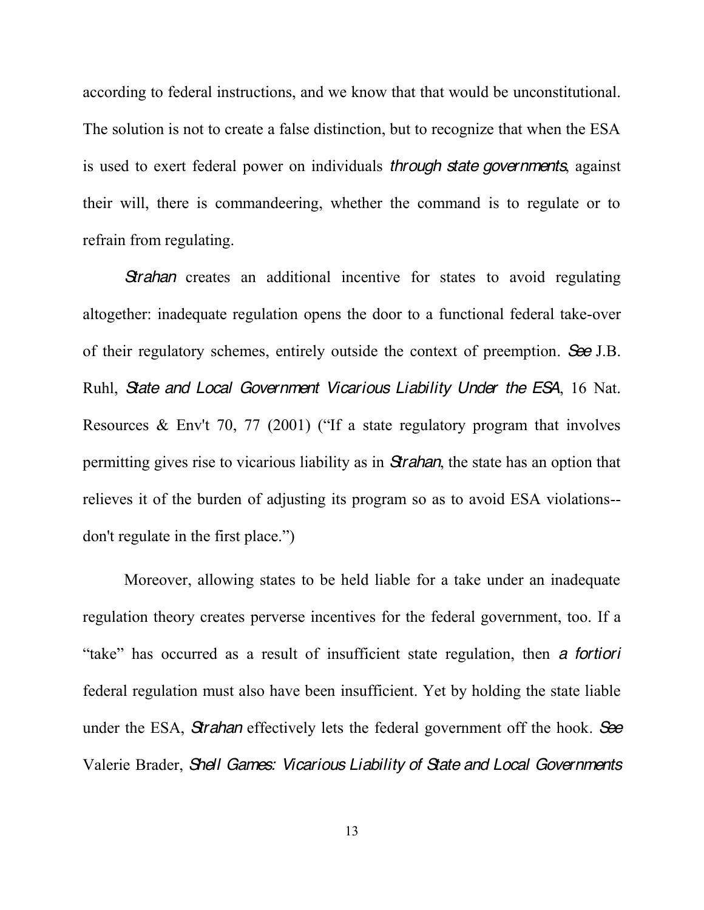according to federal instructions, and we know that that would be unconstitutional. The solution is not to create a false distinction, but to recognize that when the ESA is used to exert federal power on individuals *through state governments*, against their will, there is commandeering, whether the command is to regulate or to refrain from regulating.

*Strahan* creates an additional incentive for states to avoid regulating altogether: inadequate regulation opens the door to a functional federal take-over of their regulatory schemes, entirely outside the context of preemption. *See* J.B. Ruhl, *State and Local Government Vicarious Liability Under the ESA*, 16 Nat. Resources & Env't 70, 77 (2001) ("If a state regulatory program that involves permitting gives rise to vicarious liability as in *Strahan*, the state has an option that relieves it of the burden of adjusting its program so as to avoid ESA violations--don't regulate in the first place.")

Moreover, allowing states to be held liable for a take under an inadequate regulation theory creates perverse incentives for the federal government, too. If a "take" has occurred as a result of insufficient state regulation, then *a fortiori* federal regulation must also have been insufficient. Yet by holding the state liable under the ESA, *Strahan* effectively lets the federal government off the hook. *See* Valerie Brader, *Shell Games: Vicarious Liability of State and Local Governments*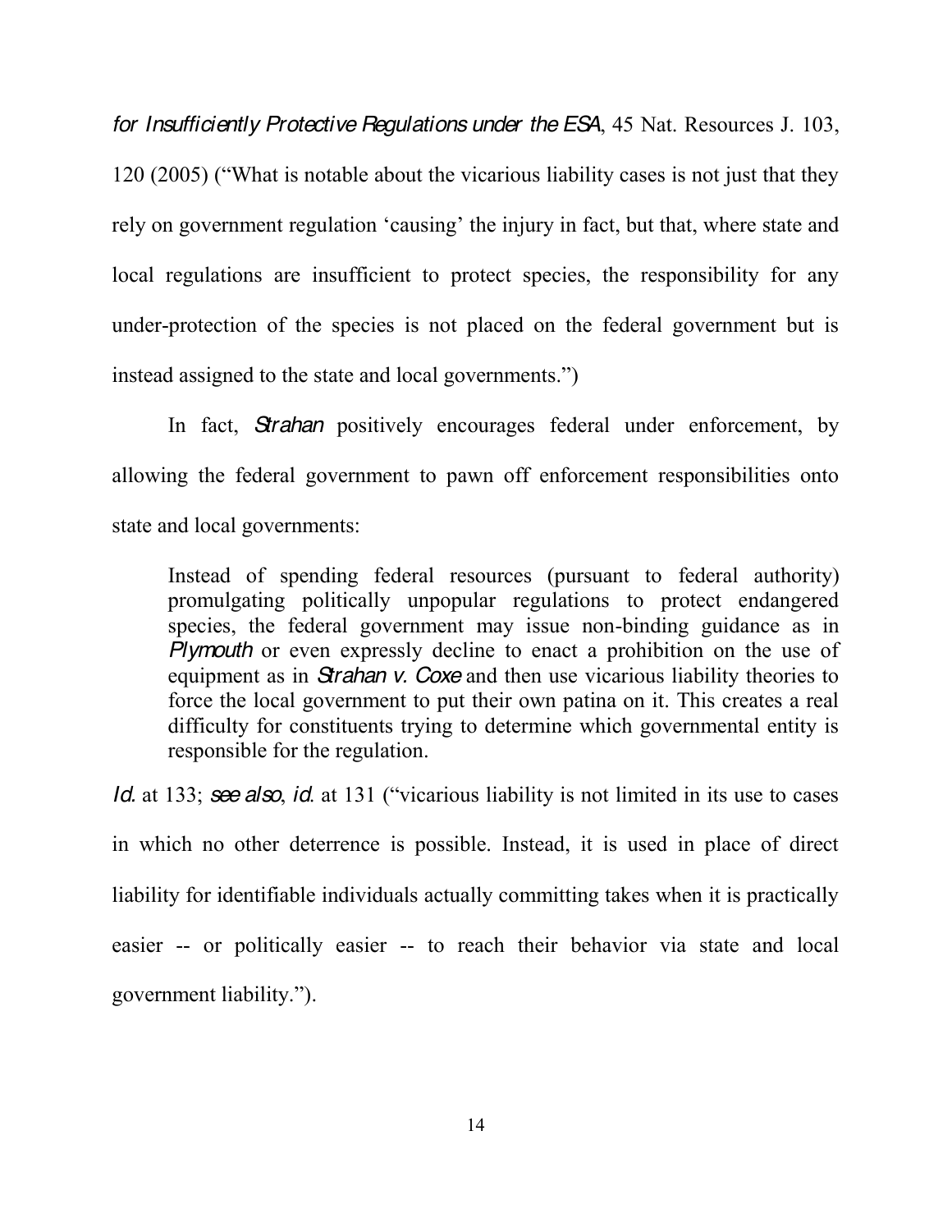*for Insufficiently Protective Regulations under the ESA*, 45 Nat. Resources J. 103, 120 (2005) ("What is notable about the vicarious liability cases is not just that they rely on government regulation 'causing' the injury in fact, but that, where state and local regulations are insufficient to protect species, the responsibility for any under-protection of the species is not placed on the federal government but is instead assigned to the state and local governments.")

In fact, *Strahan* positively encourages federal under enforcement, by allowing the federal government to pawn off enforcement responsibilities onto state and local governments:

> Instead of spending federal resources (pursuant to federal authority) promulgating politically unpopular regulations to protect endangered species, the federal government may issue non-binding guidance as in *Plymouth* or even expressly decline to enact a prohibition on the use of equipment as in *Strahan v. Coxe* and then use vicarious liability theories to force the local government to put their own patina on it. This creates a real difficulty for constituents trying to determine which governmental entity is responsible for the regulation.

*Id.* at 133; *see also*, *id.* at 131 ("vicarious liability is not limited in its use to cases in which no other deterrence is possible. Instead, it is used in place of direct liability for identifiable individuals actually committing takes when it is practically easier -- or politically easier -- to reach their behavior via state and local government liability.").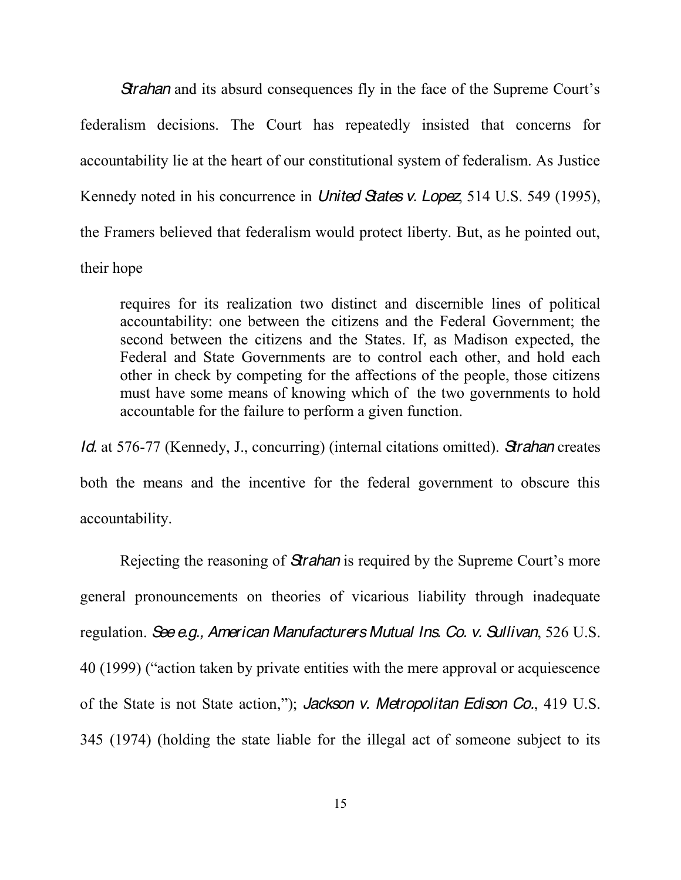*Strahan* and its absurd consequences fly in the face of the Supreme Court's federalism decisions. The Court has repeatedly insisted that concerns for accountability lie at the heart of our constitutional system of federalism. As Justice Kennedy noted in his concurrence in *United States v. Lopez*, 514 U.S. 549 (1995), the Framers believed that federalism would protect liberty. But, as he pointed out, their hope

> requires for its realization two distinct and discernible lines of political accountability: one between the citizens and the Federal Government; the second between the citizens and the States. If, as Madison expected, the Federal and State Governments are to control each other, and hold each other in check by competing for the affections of the people, those citizens must have some means of knowing which of the two governments to hold accountable for the failure to perform a given function.

*Id.* at 576-77 (Kennedy, J., concurring) (internal citations omitted). *Strahan* creates both the means and the incentive for the federal government to obscure this accountability.

Rejecting the reasoning of *Strahan* is required by the Supreme Court's more general pronouncements on theories of vicarious liability through inadequate regulation. *See e.g., American Manufacturers Mutual Ins. Co. v. Sullivan*, 526 U.S. 40 (1999) ("action taken by private entities with the mere approval or acquiescence of the State is not State action,"); *Jackson v. Metropolitan Edison Co.*, 419 U.S. 345 (1974) (holding the state liable for the illegal act of someone subject to its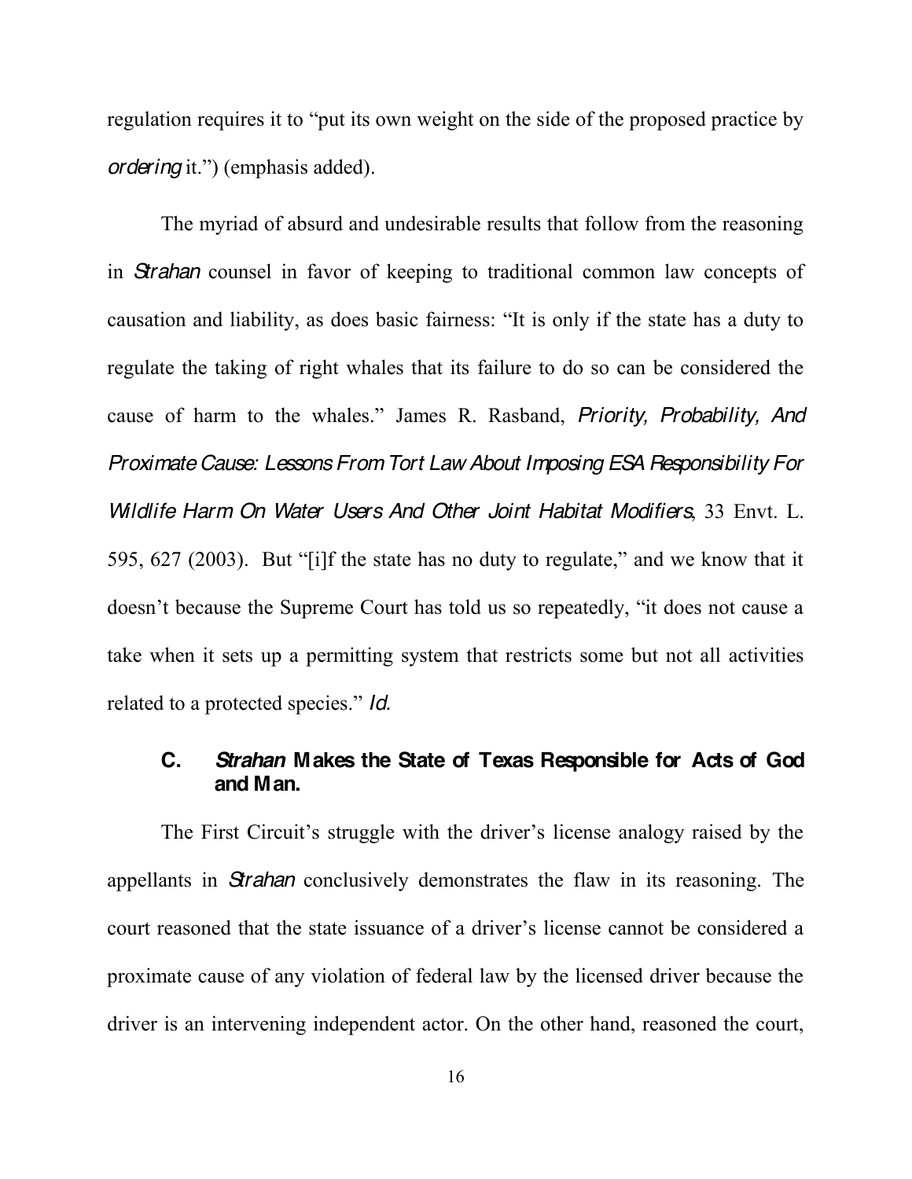regulation requires it to "put its own weight on the side of the proposed practice by *ordering* it.") (emphasis added).

The myriad of absurd and undesirable results that follow from the reasoning in *Strahan* counsel in favor of keeping to traditional common law concepts of causation and liability, as does basic fairness: "It is only if the state has a duty to regulate the taking of right whales that its failure to do so can be considered the cause of harm to the whales." James R. Rasband, *Priority, Probability, And Proximate Cause: Lessons From Tort Law About Imposing ESA Responsibility For Wildlife Harm On Water Users And Other Joint Habitat Modifiers*, 33 Envt. L. 595, 627 (2003). But "[i]f the state has no duty to regulate," and we know that it doesn't because the Supreme Court has told us so repeatedly, "it does not cause a take when it sets up a permitting system that restricts some but not all activities related to a protected species." *Id.*

### C. *Strahan* Makes the State of Texas Responsible for Acts of God and Man.

The First Circuit's struggle with the driver's license analogy raised by the appellants in *Strahan* conclusively demonstrates the flaw in its reasoning. The court reasoned that the state issuance of a driver's license cannot be considered a proximate cause of any violation of federal law by the licensed driver because the driver is an intervening independent actor. On the other hand, reasoned the court,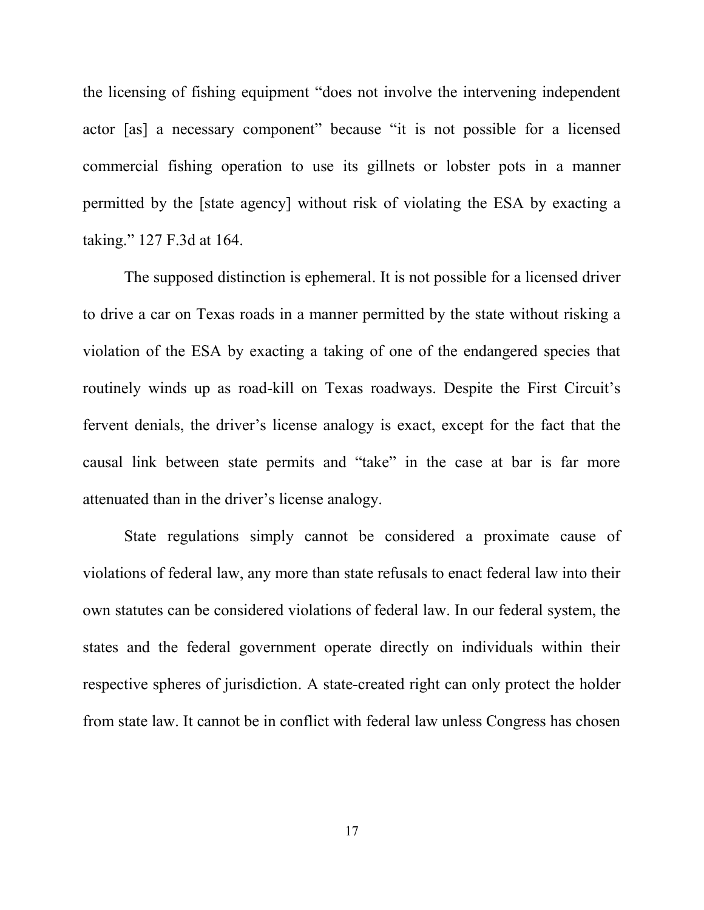the licensing of fishing equipment "does not involve the intervening independent actor [as] a necessary component" because "it is not possible for a licensed commercial fishing operation to use its gillnets or lobster pots in a manner permitted by the [state agency] without risk of violating the ESA by exacting a taking." 127 F.3d at 164.

The supposed distinction is ephemeral. It is not possible for a licensed driver to drive a car on Texas roads in a manner permitted by the state without risking a violation of the ESA by exacting a taking of one of the endangered species that routinely winds up as road-kill on Texas roadways. Despite the First Circuit's fervent denials, the driver's license analogy is exact, except for the fact that the causal link between state permits and "take" in the case at bar is far more attenuated than in the driver's license analogy.

State regulations simply cannot be considered a proximate cause of violations of federal law, any more than state refusals to enact federal law into their own statutes can be considered violations of federal law. In our federal system, the states and the federal government operate directly on individuals within their respective spheres of jurisdiction. A state-created right can only protect the holder from state law. It cannot be in conflict with federal law unless Congress has chosen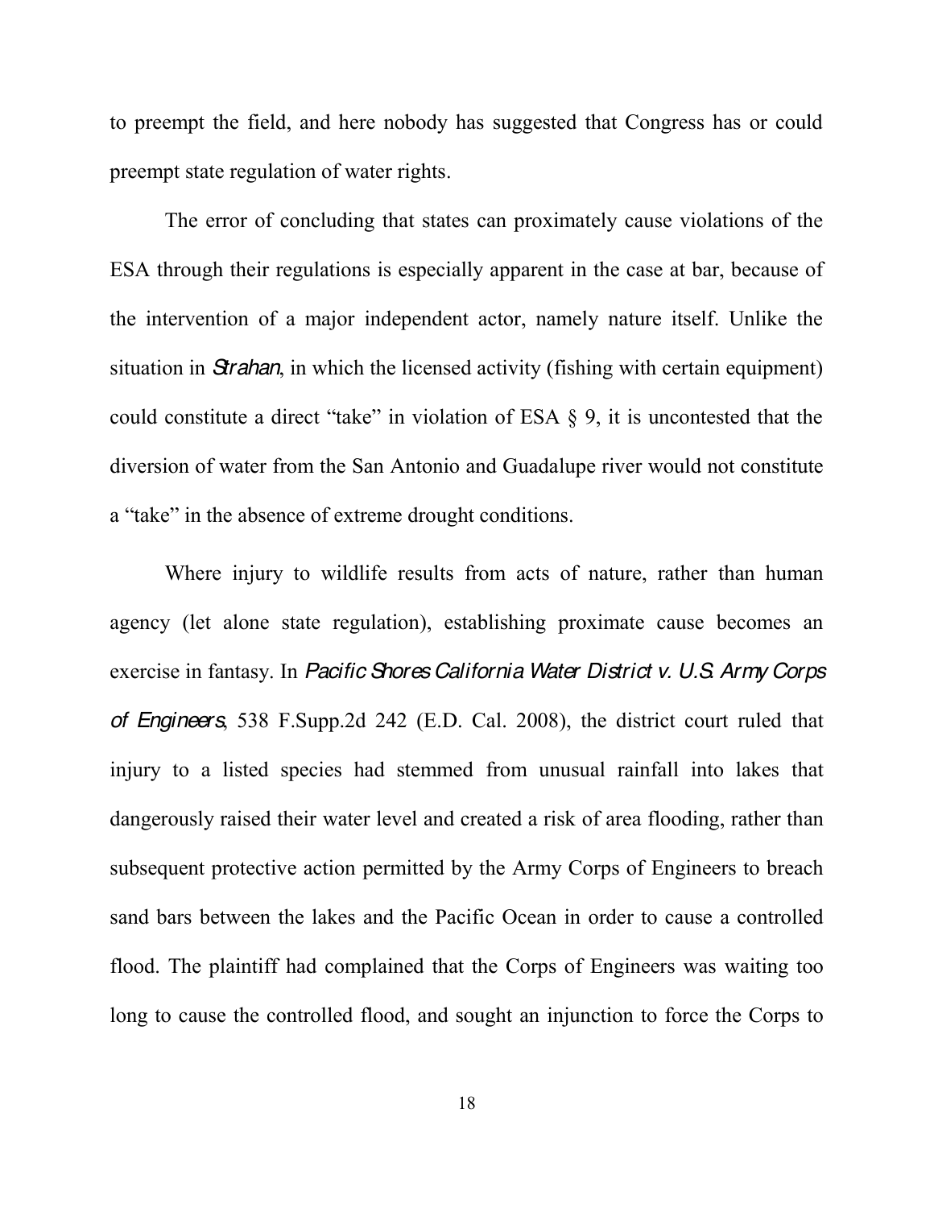to preempt the field, and here nobody has suggested that Congress has or could preempt state regulation of water rights.

The error of concluding that states can proximately cause violations of the ESA through their regulations is especially apparent in the case at bar, because of the intervention of a major independent actor, namely nature itself. Unlike the situation in *Strahan*, in which the licensed activity (fishing with certain equipment) could constitute a direct "take" in violation of ESA § 9, it is uncontested that the diversion of water from the San Antonio and Guadalupe river would not constitute a "take" in the absence of extreme drought conditions.

Where injury to wildlife results from acts of nature, rather than human agency (let alone state regulation), establishing proximate cause becomes an exercise in fantasy. In *Pacific Shores California Water District v. U.S. Army Corps of Engineers*, 538 F.Supp.2d 242 (E.D. Cal. 2008), the district court ruled that injury to a listed species had stemmed from unusual rainfall into lakes that dangerously raised their water level and created a risk of area flooding, rather than subsequent protective action permitted by the Army Corps of Engineers to breach sand bars between the lakes and the Pacific Ocean in order to cause a controlled flood. The plaintiff had complained that the Corps of Engineers was waiting too long to cause the controlled flood, and sought an injunction to force the Corps to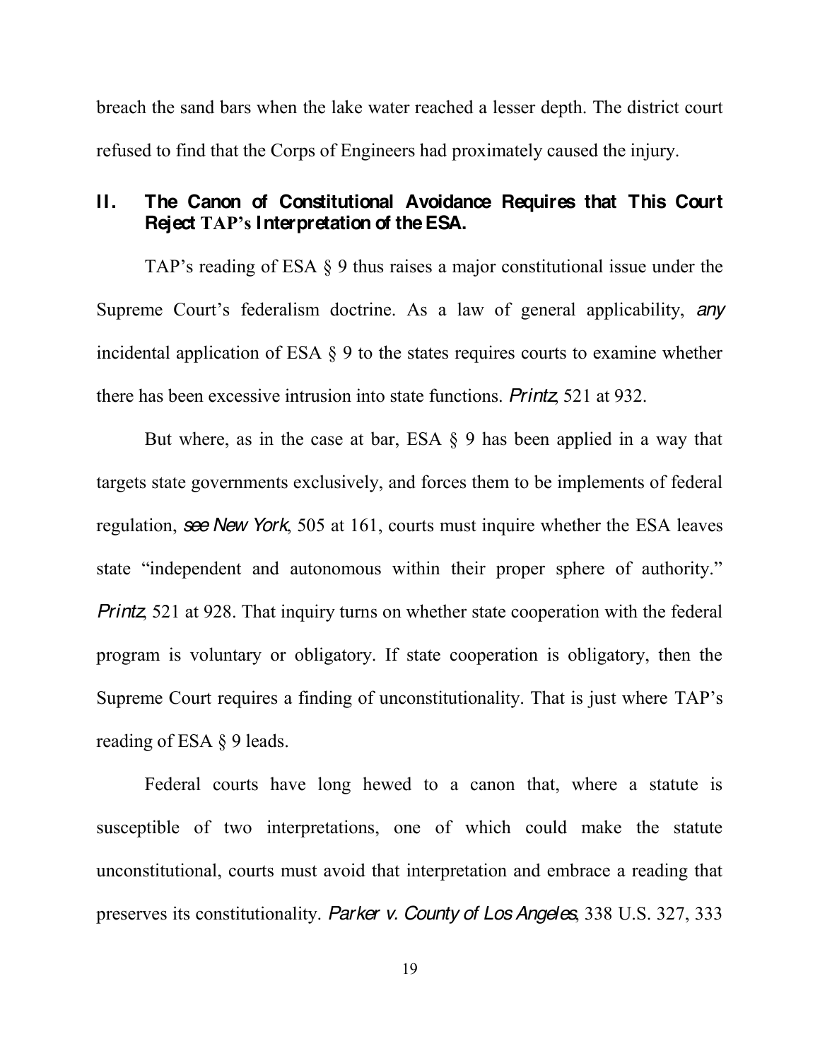breach the sand bars when the lake water reached a lesser depth. The district court refused to find that the Corps of Engineers had proximately caused the injury.

## II. The Canon of Constitutional Avoidance Requires that This Court Reject TAP's Interpretation of the ESA.

TAP's reading of ESA § 9 thus raises a major constitutional issue under the Supreme Court's federalism doctrine. As a law of general applicability, *any* incidental application of ESA § 9 to the states requires courts to examine whether there has been excessive intrusion into state functions. *Printz*, 521 at 932.

But where, as in the case at bar, ESA § 9 has been applied in a way that targets state governments exclusively, and forces them to be implements of federal regulation, *see New York*, 505 at 161, courts must inquire whether the ESA leaves state "independent and autonomous within their proper sphere of authority." *Printz*, 521 at 928. That inquiry turns on whether state cooperation with the federal program is voluntary or obligatory. If state cooperation is obligatory, then the Supreme Court requires a finding of unconstitutionality. That is just where TAP's reading of ESA § 9 leads.

Federal courts have long hewed to a canon that, where a statute is susceptible of two interpretations, one of which could make the statute unconstitutional, courts must avoid that interpretation and embrace a reading that preserves its constitutionality. *Parker v. County of Los Angeles*, 338 U.S. 327, 333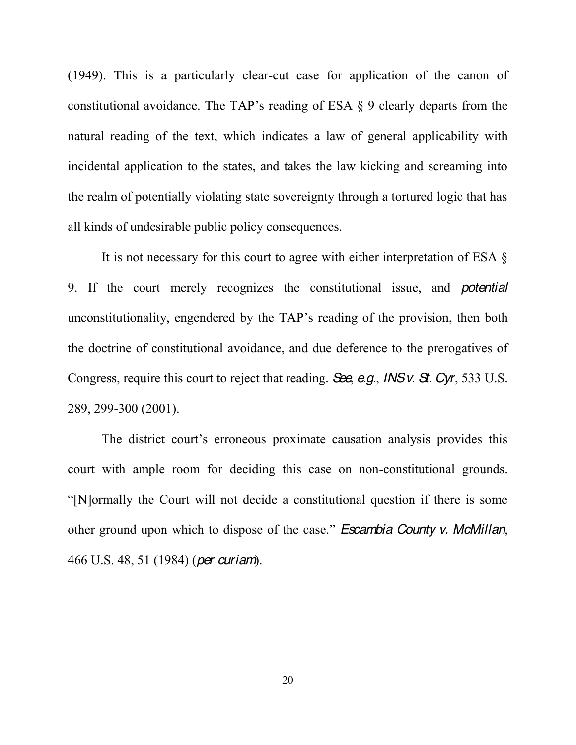(1949). This is a particularly clear-cut case for application of the canon of constitutional avoidance. The TAP's reading of ESA § 9 clearly departs from the natural reading of the text, which indicates a law of general applicability with incidental application to the states, and takes the law kicking and screaming into the realm of potentially violating state sovereignty through a tortured logic that has all kinds of undesirable public policy consequences.

It is not necessary for this court to agree with either interpretation of ESA § 9. If the court merely recognizes the constitutional issue, and *potential* unconstitutionality, engendered by the TAP's reading of the provision, then both the doctrine of constitutional avoidance, and due deference to the prerogatives of Congress, require this court to reject that reading. *See*, *e.g.*, *INS v. St. Cyr*, 533 U.S. 289, 299-300 (2001).

The district court's erroneous proximate causation analysis provides this court with ample room for deciding this case on non-constitutional grounds. "[N]ormally the Court will not decide a constitutional question if there is some other ground upon which to dispose of the case." *Escambia County v. McMillan*, 466 U.S. 48, 51 (1984) (*per curiam*).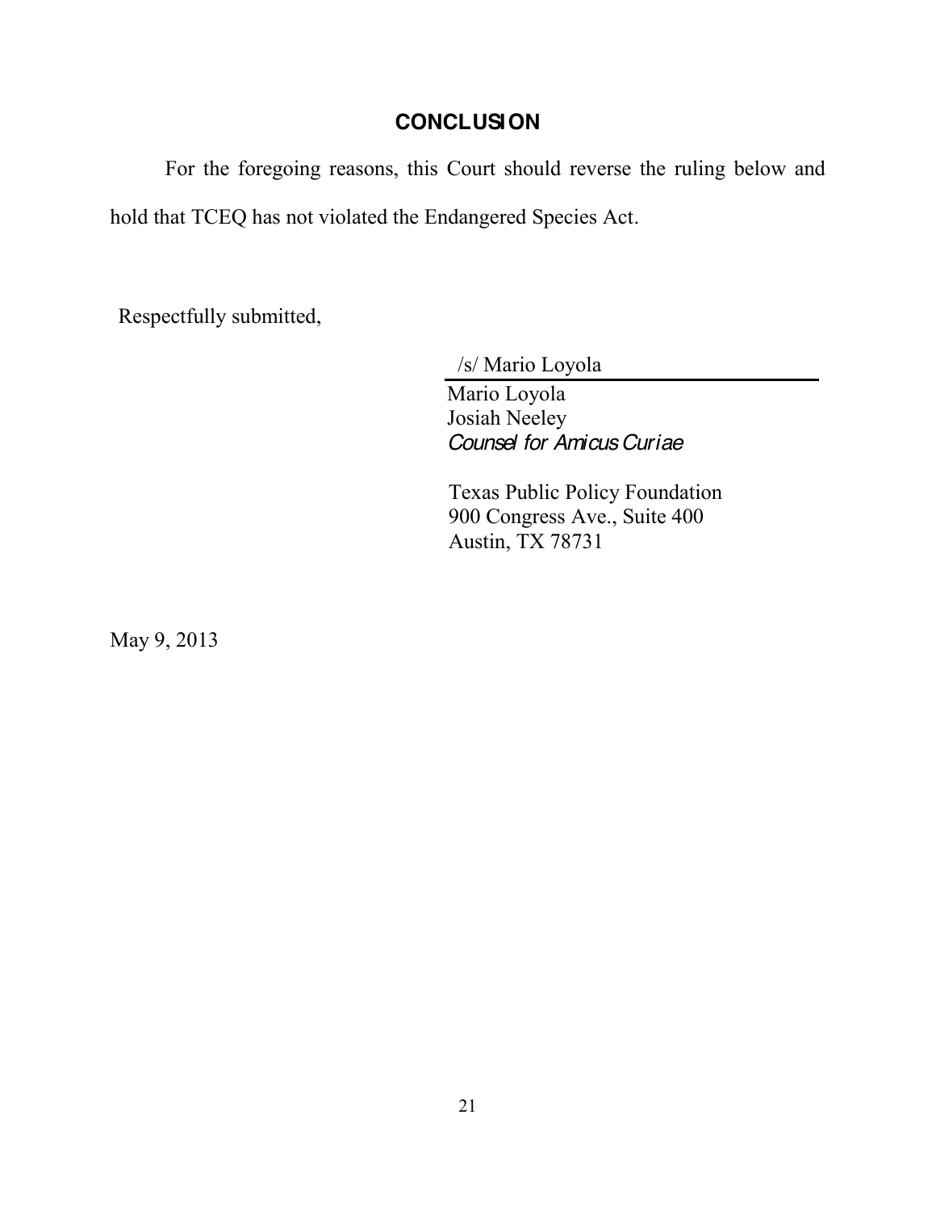## CONCLUSION

For the foregoing reasons, this Court should reverse the ruling below and hold that TCEQ has not violated the Endangered Species Act.

Respectfully submitted,

/s/ Mario Loyola

Mario Loyola
Josiah Neeley
*Counsel for Amicus Curiae*

Texas Public Policy Foundation
900 Congress Ave., Suite 400
Austin, TX 78731

May 9, 2013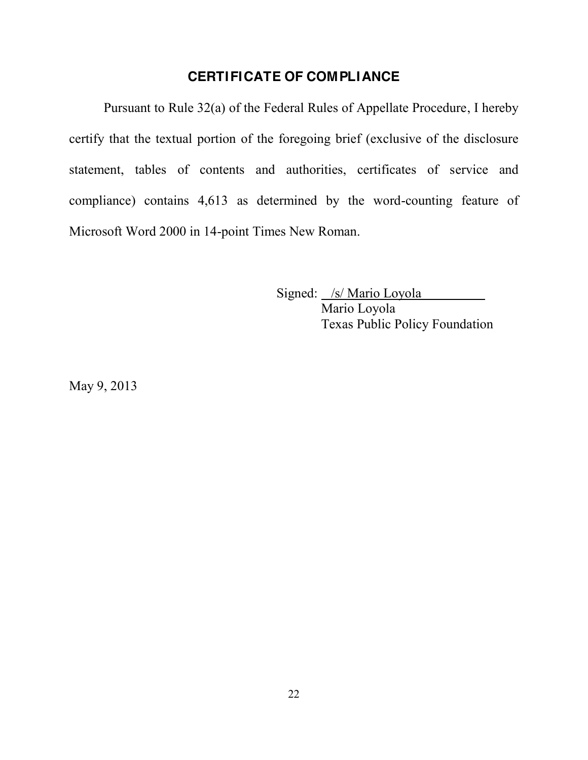## CERTIFICATE OF COMPLIANCE

Pursuant to Rule 32(a) of the Federal Rules of Appellate Procedure, I hereby certify that the textual portion of the foregoing brief (exclusive of the disclosure statement, tables of contents and authorities, certificates of service and compliance) contains 4,613 as determined by the word-counting feature of Microsoft Word 2000 in 14-point Times New Roman.

Signed: /s/ Mario Loyola
Mario Loyola
Texas Public Policy Foundation

May 9, 2013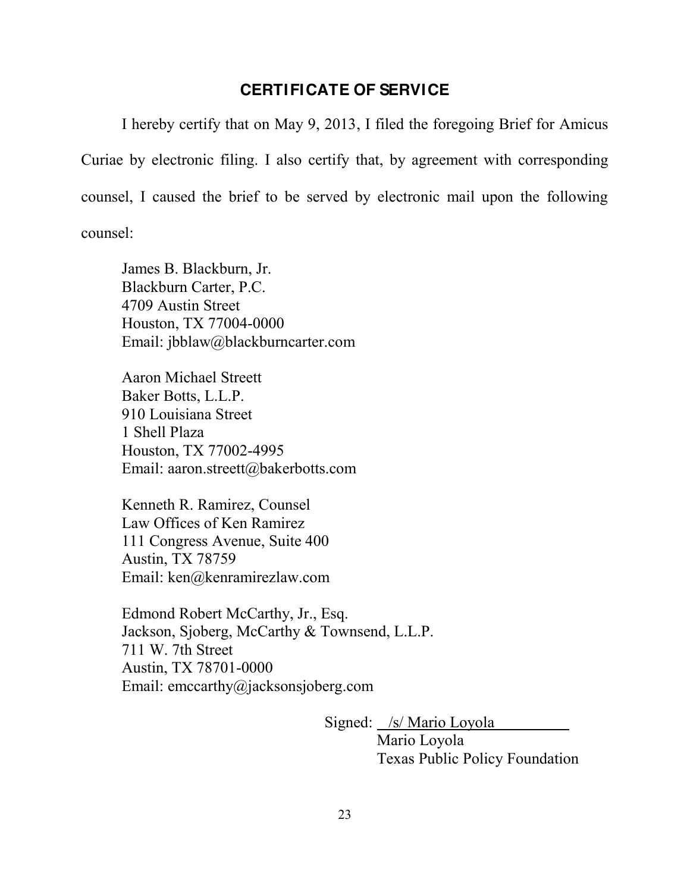## CERTIFICATE OF SERVICE

I hereby certify that on May 9, 2013, I filed the foregoing Brief for Amicus Curiae by electronic filing. I also certify that, by agreement with corresponding counsel, I caused the brief to be served by electronic mail upon the following counsel:

James B. Blackburn, Jr.
Blackburn Carter, P.C.
4709 Austin Street
Houston, TX 77004-0000
Email: jbblaw@blackburncarter.com

Aaron Michael Streett
Baker Botts, L.L.P.
910 Louisiana Street
1 Shell Plaza
Houston, TX 77002-4995
Email: aaron.streett@bakerbotts.com

Kenneth R. Ramirez, Counsel
Law Offices of Ken Ramirez
111 Congress Avenue, Suite 400
Austin, TX 78759
Email: ken@kenramirezlaw.com

Edmond Robert McCarthy, Jr., Esq.
Jackson, Sjoberg, McCarthy & Townsend, L.L.P.
711 W. 7th Street
Austin, TX 78701-0000
Email: emccarthy@jacksonsjoberg.com

Signed: /s/ Mario Loyola
Mario Loyola
Texas Public Policy Foundation